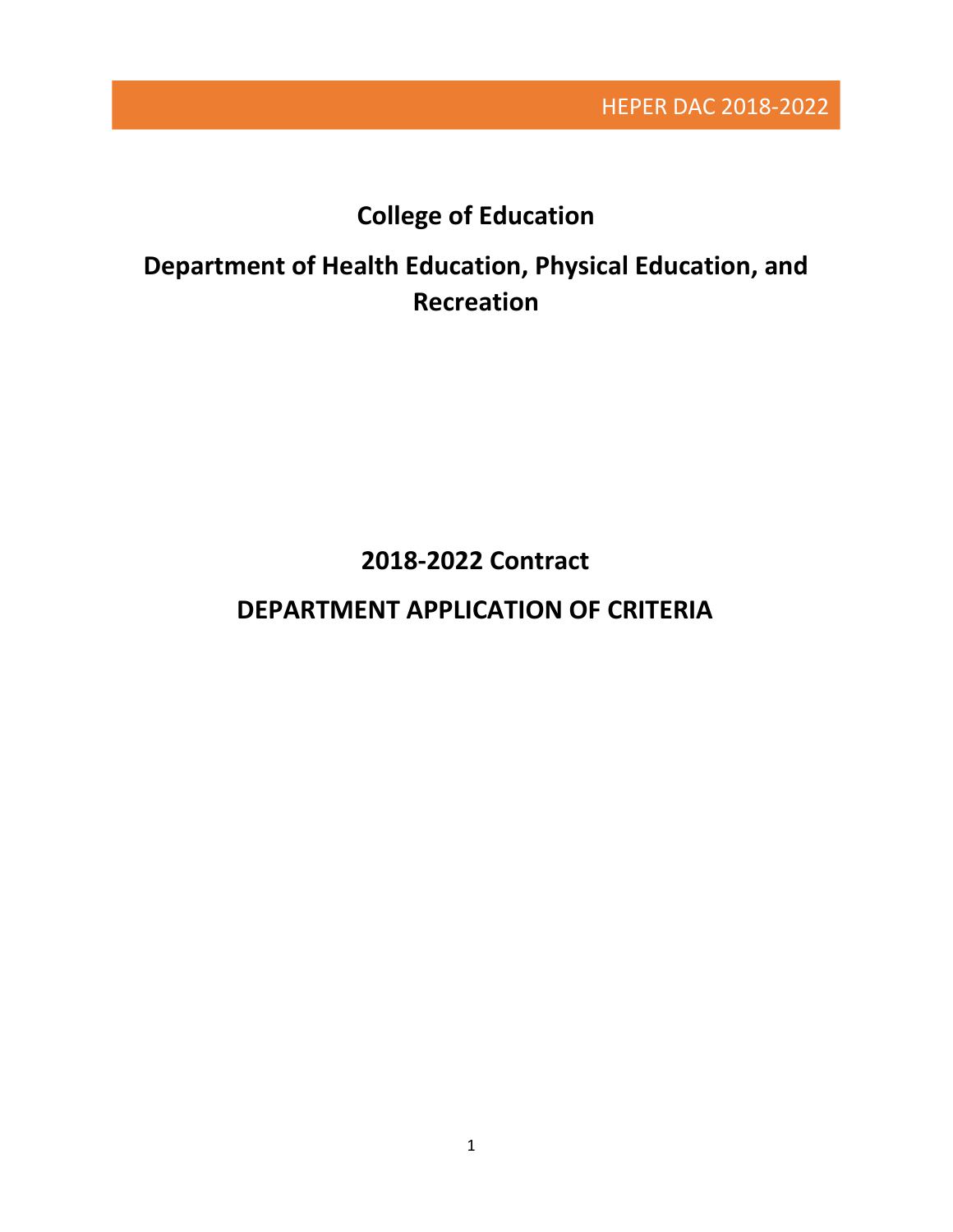# College of Education

## Department of Health Education, Physical Education, and Recreation

## 2018-2022 Contract

## DEPARTMENT APPLICATION OF CRITERIA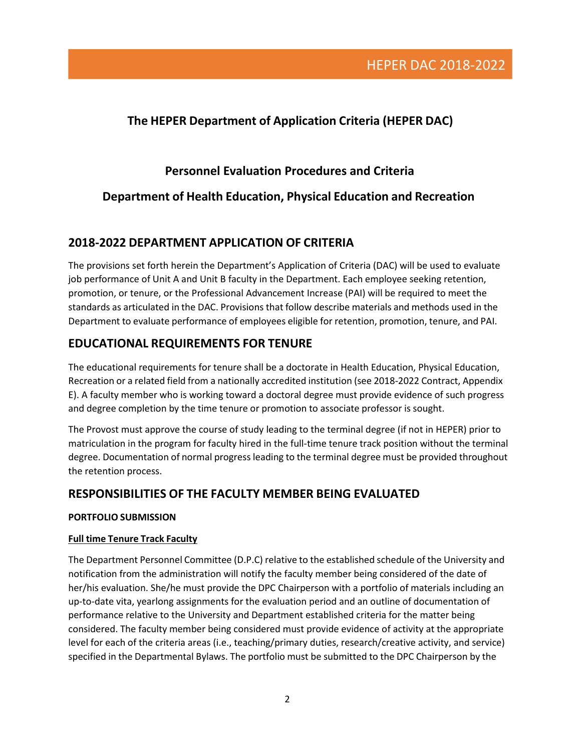## The HEPER Department of Application Criteria (HEPER DAC)

## Personnel Evaluation Procedures and Criteria

## Department of Health Education, Physical Education and Recreation

# 2018-2022 DEPARTMENT APPLICATION OF CRITERIA

The provisions set forth herein the Department's Application of Criteria (DAC) will be used to evaluate job performance of Unit A and Unit B faculty in the Department. Each employee seeking retention, promotion, or tenure, or the Professional Advancement Increase (PAI) will be required to meet the standards as articulated in the DAC. Provisions that follow describe materials and methods used in the Department to evaluate performance of employees eligible for retention, promotion, tenure, and PAI.

# EDUCATIONAL REQUIREMENTS FOR TENURE

The educational requirements for tenure shall be a doctorate in Health Education, Physical Education, Recreation or a related field from a nationally accredited institution (see 2018-2022 Contract, Appendix E). A faculty member who is working toward a doctoral degree must provide evidence of such progress and degree completion by the time tenure or promotion to associate professor is sought.

The Provost must approve the course of study leading to the terminal degree (if not in HEPER) prior to matriculation in the program for faculty hired in the full-time tenure track position without the terminal degree. Documentation of normal progress leading to the terminal degree must be provided throughout the retention process.

# RESPONSIBILITIES OF THE FACULTY MEMBER BEING EVALUATED

**PORTFOLIO SUBMISSION**

**Full time Tenure Track Faculty**

The Department Personnel Committee (D.P.C) relative to the established schedule of the University and notification from the administration will notify the faculty member being considered of the date of her/his evaluation. She/he must provide the DPC Chairperson with a portfolio of materials including an up-to-date vita, yearlong assignments for the evaluation period and an outline of documentation of performance relative to the University and Department established criteria for the matter being considered. The faculty member being considered must provide evidence of activity at the appropriate level for each of the criteria areas (i.e., teaching/primary duties, research/creative activity, and service) specified in the Departmental Bylaws. The portfolio must be submitted to the DPC Chairperson by the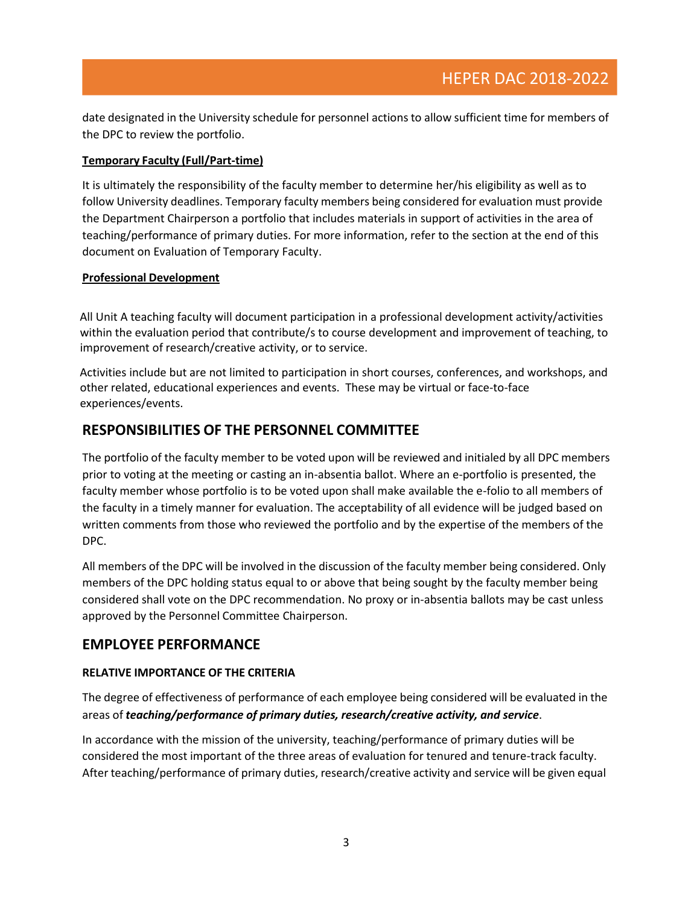date designated in the University schedule for personnel actions to allow sufficient time for members of the DPC to review the portfolio.

**Temporary Faculty (Full/Part-time)**

It is ultimately the responsibility of the faculty member to determine her/his eligibility as well as to follow University deadlines. Temporary faculty members being considered for evaluation must provide the Department Chairperson a portfolio that includes materials in support of activities in the area of teaching/performance of primary duties. For more information, refer to the section at the end of this document on Evaluation of Temporary Faculty.

**Professional Development**

All Unit A teaching faculty will document participation in a professional development activity/activities within the evaluation period that contribute/s to course development and improvement of teaching, to improvement of research/creative activity, or to service.

Activities include but are not limited to participation in short courses, conferences, and workshops, and other related, educational experiences and events. These may be virtual or face-to-face experiences/events.

## RESPONSIBILITIES OF THE PERSONNEL COMMITTEE

The portfolio of the faculty member to be voted upon will be reviewed and initialed by all DPC members prior to voting at the meeting or casting an in-absentia ballot. Where an e-portfolio is presented, the faculty member whose portfolio is to be voted upon shall make available the e-folio to all members of the faculty in a timely manner for evaluation. The acceptability of all evidence will be judged based on written comments from those who reviewed the portfolio and by the expertise of the members of the DPC.

All members of the DPC will be involved in the discussion of the faculty member being considered. Only members of the DPC holding status equal to or above that being sought by the faculty member being considered shall vote on the DPC recommendation. No proxy or in-absentia ballots may be cast unless approved by the Personnel Committee Chairperson.

## EMPLOYEE PERFORMANCE

### RELATIVE IMPORTANCE OF THE CRITERIA

The degree of effectiveness of performance of each employee being considered will be evaluated in the areas of ***teaching/performance of primary duties, research/creative activity, and service***.

In accordance with the mission of the university, teaching/performance of primary duties will be considered the most important of the three areas of evaluation for tenured and tenure-track faculty. After teaching/performance of primary duties, research/creative activity and service will be given equal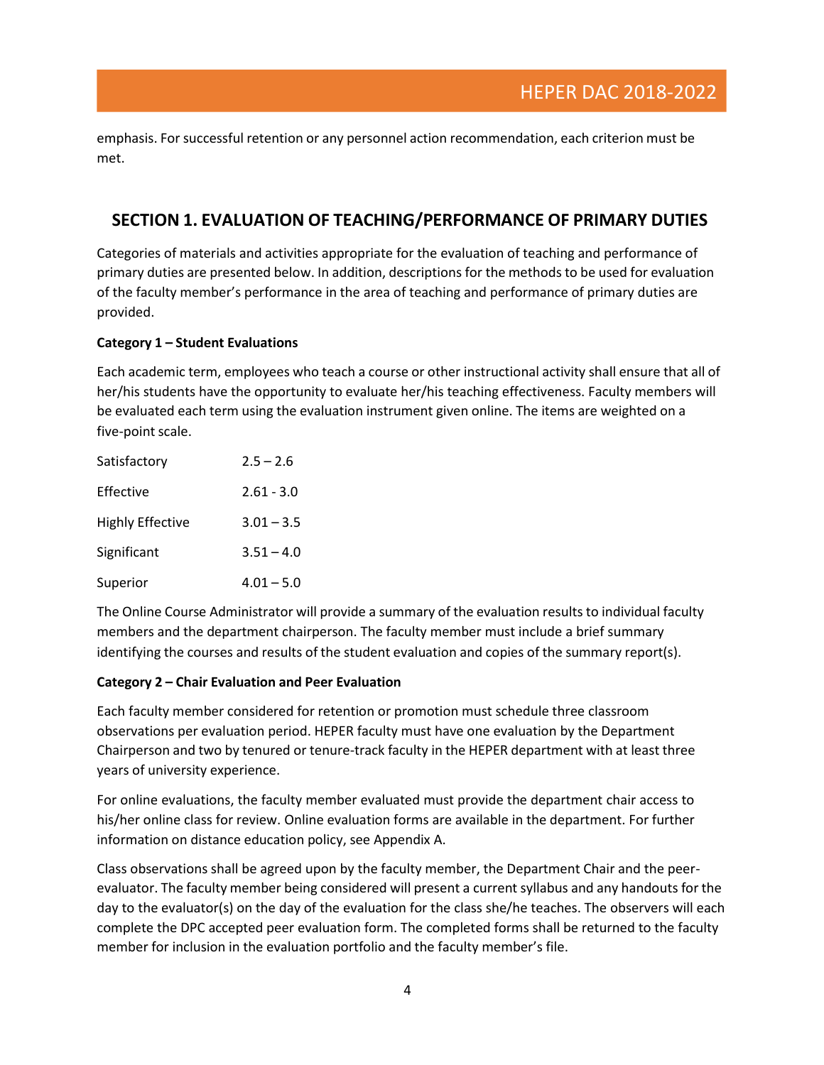emphasis. For successful retention or any personnel action recommendation, each criterion must be met.

## SECTION 1. EVALUATION OF TEACHING/PERFORMANCE OF PRIMARY DUTIES

Categories of materials and activities appropriate for the evaluation of teaching and performance of primary duties are presented below. In addition, descriptions for the methods to be used for evaluation of the faculty member's performance in the area of teaching and performance of primary duties are provided.

**Category 1 – Student Evaluations**

Each academic term, employees who teach a course or other instructional activity shall ensure that all of her/his students have the opportunity to evaluate her/his teaching effectiveness. Faculty members will be evaluated each term using the evaluation instrument given online. The items are weighted on a five-point scale.

| | |
|---|---|
| Satisfactory | 2.5 – 2.6 |
| Effective | 2.61 - 3.0 |
| Highly Effective | 3.01 – 3.5 |
| Significant | 3.51 – 4.0 |
| Superior | 4.01 – 5.0 |

The Online Course Administrator will provide a summary of the evaluation results to individual faculty members and the department chairperson. The faculty member must include a brief summary identifying the courses and results of the student evaluation and copies of the summary report(s).

**Category 2 – Chair Evaluation and Peer Evaluation**

Each faculty member considered for retention or promotion must schedule three classroom observations per evaluation period. HEPER faculty must have one evaluation by the Department Chairperson and two by tenured or tenure-track faculty in the HEPER department with at least three years of university experience.

For online evaluations, the faculty member evaluated must provide the department chair access to his/her online class for review. Online evaluation forms are available in the department. For further information on distance education policy, see Appendix A.

Class observations shall be agreed upon by the faculty member, the Department Chair and the peer-evaluator. The faculty member being considered will present a current syllabus and any handouts for the day to the evaluator(s) on the day of the evaluation for the class she/he teaches. The observers will each complete the DPC accepted peer evaluation form. The completed forms shall be returned to the faculty member for inclusion in the evaluation portfolio and the faculty member's file.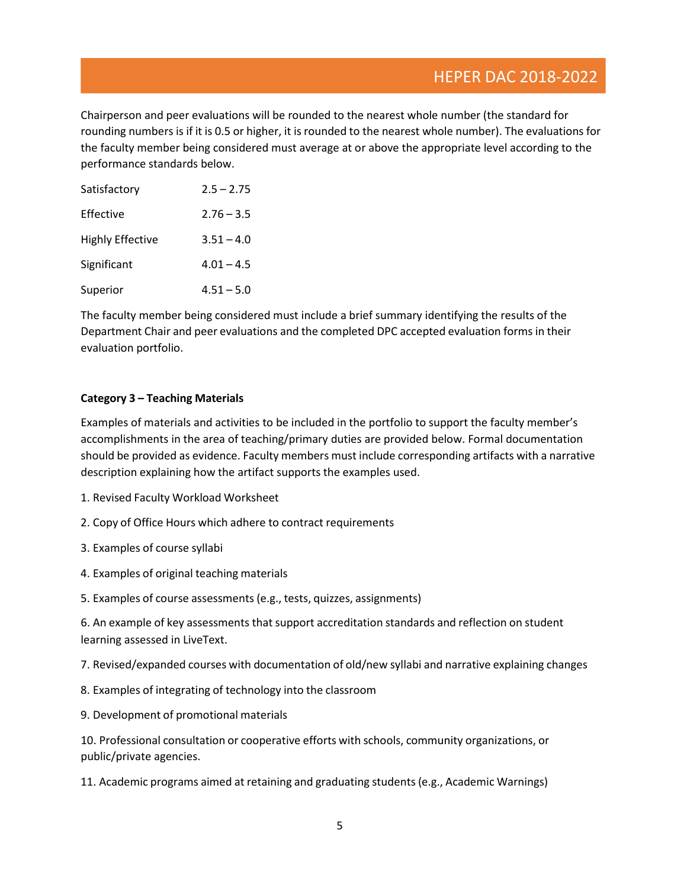Chairperson and peer evaluations will be rounded to the nearest whole number (the standard for rounding numbers is if it is 0.5 or higher, it is rounded to the nearest whole number). The evaluations for the faculty member being considered must average at or above the appropriate level according to the performance standards below.

| | |
|---|---|
| Satisfactory | 2.5 – 2.75 |
| Effective | 2.76 – 3.5 |
| Highly Effective | 3.51 – 4.0 |
| Significant | 4.01 – 4.5 |
| Superior | 4.51 – 5.0 |

The faculty member being considered must include a brief summary identifying the results of the Department Chair and peer evaluations and the completed DPC accepted evaluation forms in their evaluation portfolio.

**Category 3 – Teaching Materials**

Examples of materials and activities to be included in the portfolio to support the faculty member's accomplishments in the area of teaching/primary duties are provided below. Formal documentation should be provided as evidence. Faculty members must include corresponding artifacts with a narrative description explaining how the artifact supports the examples used.

1. Revised Faculty Workload Worksheet
2. Copy of Office Hours which adhere to contract requirements
3. Examples of course syllabi
4. Examples of original teaching materials
5. Examples of course assessments (e.g., tests, quizzes, assignments)
6. An example of key assessments that support accreditation standards and reflection on student learning assessed in LiveText.
7. Revised/expanded courses with documentation of old/new syllabi and narrative explaining changes
8. Examples of integrating of technology into the classroom
9. Development of promotional materials
10. Professional consultation or cooperative efforts with schools, community organizations, or public/private agencies.
11. Academic programs aimed at retaining and graduating students (e.g., Academic Warnings)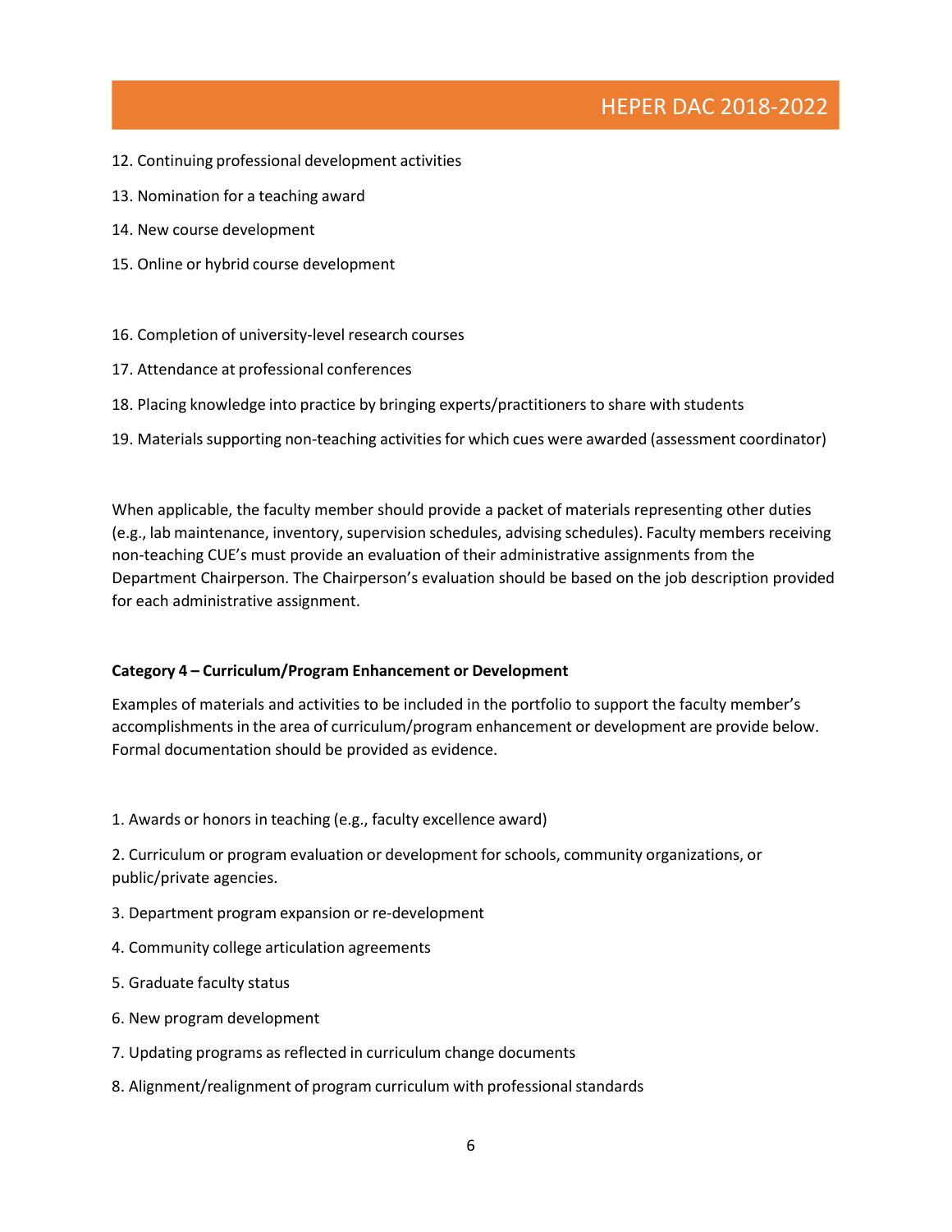12. Continuing professional development activities

13. Nomination for a teaching award

14. New course development

15. Online or hybrid course development

16. Completion of university-level research courses

17. Attendance at professional conferences

18. Placing knowledge into practice by bringing experts/practitioners to share with students

19. Materials supporting non-teaching activities for which cues were awarded (assessment coordinator)

When applicable, the faculty member should provide a packet of materials representing other duties (e.g., lab maintenance, inventory, supervision schedules, advising schedules). Faculty members receiving non-teaching CUE's must provide an evaluation of their administrative assignments from the Department Chairperson. The Chairperson's evaluation should be based on the job description provided for each administrative assignment.

**Category 4 – Curriculum/Program Enhancement or Development**

Examples of materials and activities to be included in the portfolio to support the faculty member's accomplishments in the area of curriculum/program enhancement or development are provide below. Formal documentation should be provided as evidence.

1. Awards or honors in teaching (e.g., faculty excellence award)

2. Curriculum or program evaluation or development for schools, community organizations, or public/private agencies.

3. Department program expansion or re-development

4. Community college articulation agreements

5. Graduate faculty status

6. New program development

7. Updating programs as reflected in curriculum change documents

8. Alignment/realignment of program curriculum with professional standards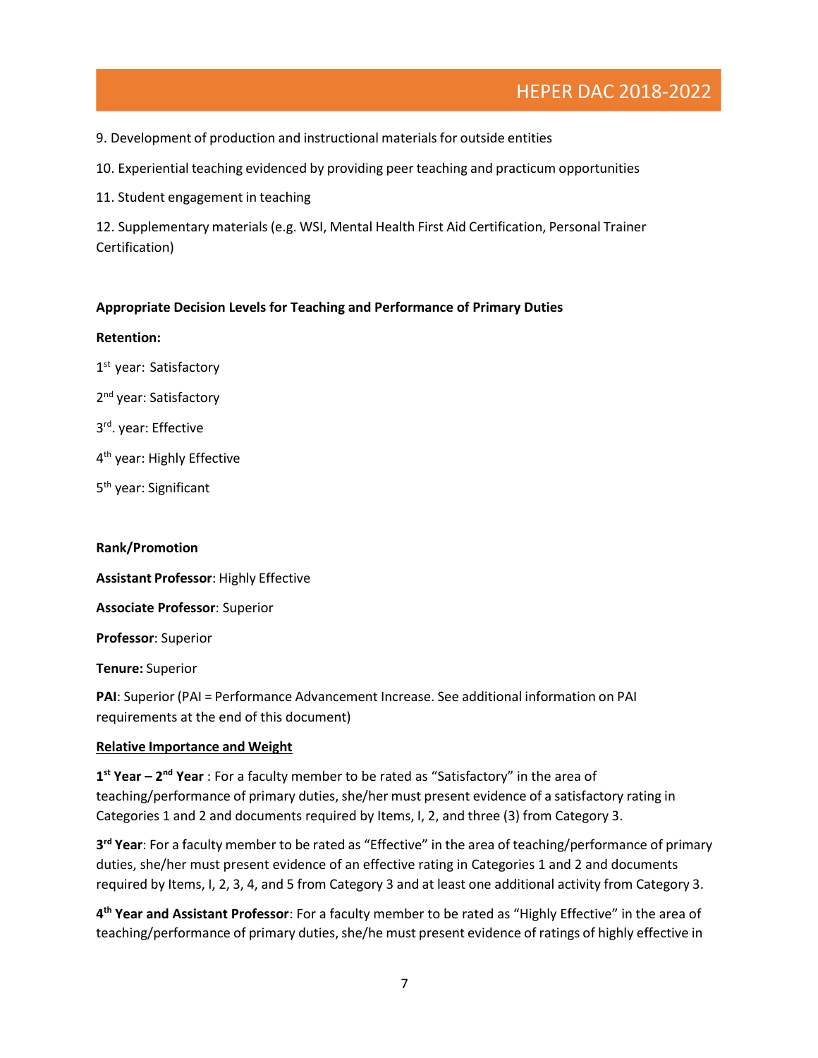9. Development of production and instructional materials for outside entities

10. Experiential teaching evidenced by providing peer teaching and practicum opportunities

11. Student engagement in teaching

12. Supplementary materials (e.g. WSI, Mental Health First Aid Certification, Personal Trainer Certification)

**Appropriate Decision Levels for Teaching and Performance of Primary Duties**

**Retention:**

1st year: Satisfactory

2nd year: Satisfactory

3rd. year: Effective

4th year: Highly Effective

5th year: Significant

**Rank/Promotion**

**Assistant Professor**: Highly Effective

**Associate Professor**: Superior

**Professor**: Superior

**Tenure:** Superior

**PAI**: Superior (PAI = Performance Advancement Increase. See additional information on PAI requirements at the end of this document)

<u>**Relative Importance and Weight**</u>

**1st Year – 2nd Year** : For a faculty member to be rated as "Satisfactory" in the area of teaching/performance of primary duties, she/her must present evidence of a satisfactory rating in Categories 1 and 2 and documents required by Items, I, 2, and three (3) from Category 3.

**3rd Year**: For a faculty member to be rated as "Effective" in the area of teaching/performance of primary duties, she/her must present evidence of an effective rating in Categories 1 and 2 and documents required by Items, I, 2, 3, 4, and 5 from Category 3 and at least one additional activity from Category 3.

**4th Year and Assistant Professor**: For a faculty member to be rated as "Highly Effective" in the area of teaching/performance of primary duties, she/he must present evidence of ratings of highly effective in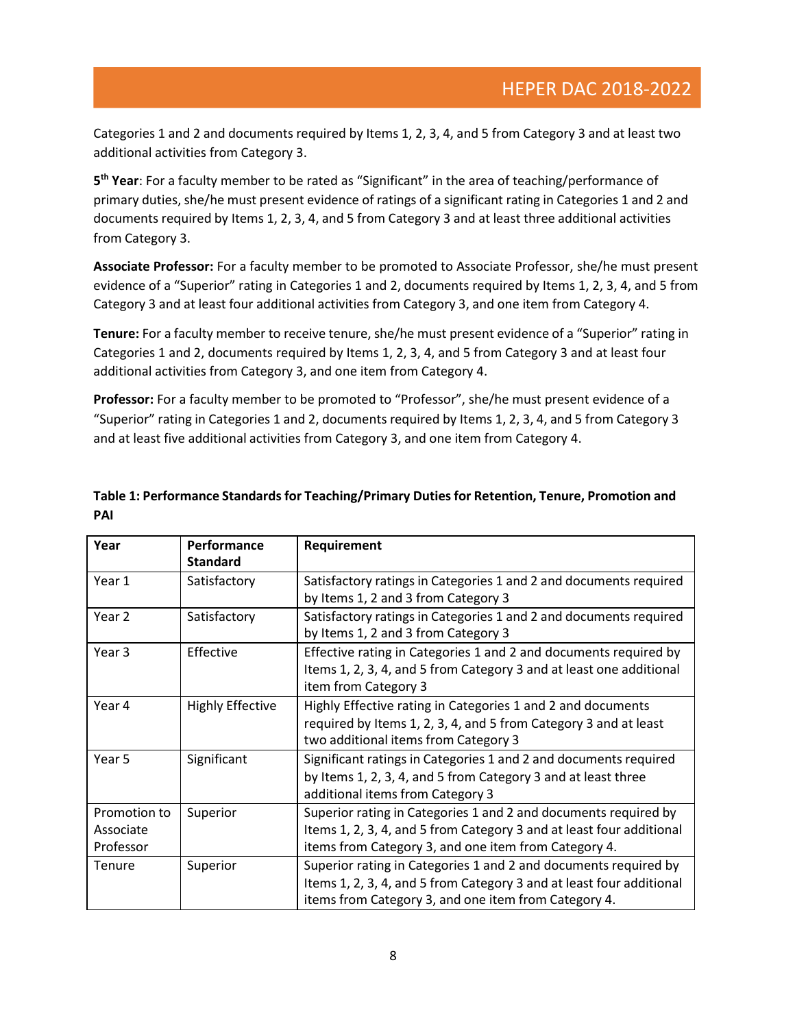Categories 1 and 2 and documents required by Items 1, 2, 3, 4, and 5 from Category 3 and at least two additional activities from Category 3.

**5th Year**: For a faculty member to be rated as "Significant" in the area of teaching/performance of primary duties, she/he must present evidence of ratings of a significant rating in Categories 1 and 2 and documents required by Items 1, 2, 3, 4, and 5 from Category 3 and at least three additional activities from Category 3.

**Associate Professor:** For a faculty member to be promoted to Associate Professor, she/he must present evidence of a "Superior" rating in Categories 1 and 2, documents required by Items 1, 2, 3, 4, and 5 from Category 3 and at least four additional activities from Category 3, and one item from Category 4.

**Tenure:** For a faculty member to receive tenure, she/he must present evidence of a "Superior" rating in Categories 1 and 2, documents required by Items 1, 2, 3, 4, and 5 from Category 3 and at least four additional activities from Category 3, and one item from Category 4.

**Professor:** For a faculty member to be promoted to "Professor", she/he must present evidence of a "Superior" rating in Categories 1 and 2, documents required by Items 1, 2, 3, 4, and 5 from Category 3 and at least five additional activities from Category 3, and one item from Category 4.

**Table 1: Performance Standards for Teaching/Primary Duties for Retention, Tenure, Promotion and PAI**

| Year | Performance Standard | Requirement |
|---|---|---|
| Year 1 | Satisfactory | Satisfactory ratings in Categories 1 and 2 and documents required by Items 1, 2 and 3 from Category 3 |
| Year 2 | Satisfactory | Satisfactory ratings in Categories 1 and 2 and documents required by Items 1, 2 and 3 from Category 3 |
| Year 3 | Effective | Effective rating in Categories 1 and 2 and documents required by Items 1, 2, 3, 4, and 5 from Category 3 and at least one additional item from Category 3 |
| Year 4 | Highly Effective | Highly Effective rating in Categories 1 and 2 and documents required by Items 1, 2, 3, 4, and 5 from Category 3 and at least two additional items from Category 3 |
| Year 5 | Significant | Significant ratings in Categories 1 and 2 and documents required by Items 1, 2, 3, 4, and 5 from Category 3 and at least three additional items from Category 3 |
| Promotion to Associate Professor | Superior | Superior rating in Categories 1 and 2 and documents required by Items 1, 2, 3, 4, and 5 from Category 3 and at least four additional items from Category 3, and one item from Category 4. |
| Tenure | Superior | Superior rating in Categories 1 and 2 and documents required by Items 1, 2, 3, 4, and 5 from Category 3 and at least four additional items from Category 3, and one item from Category 4. |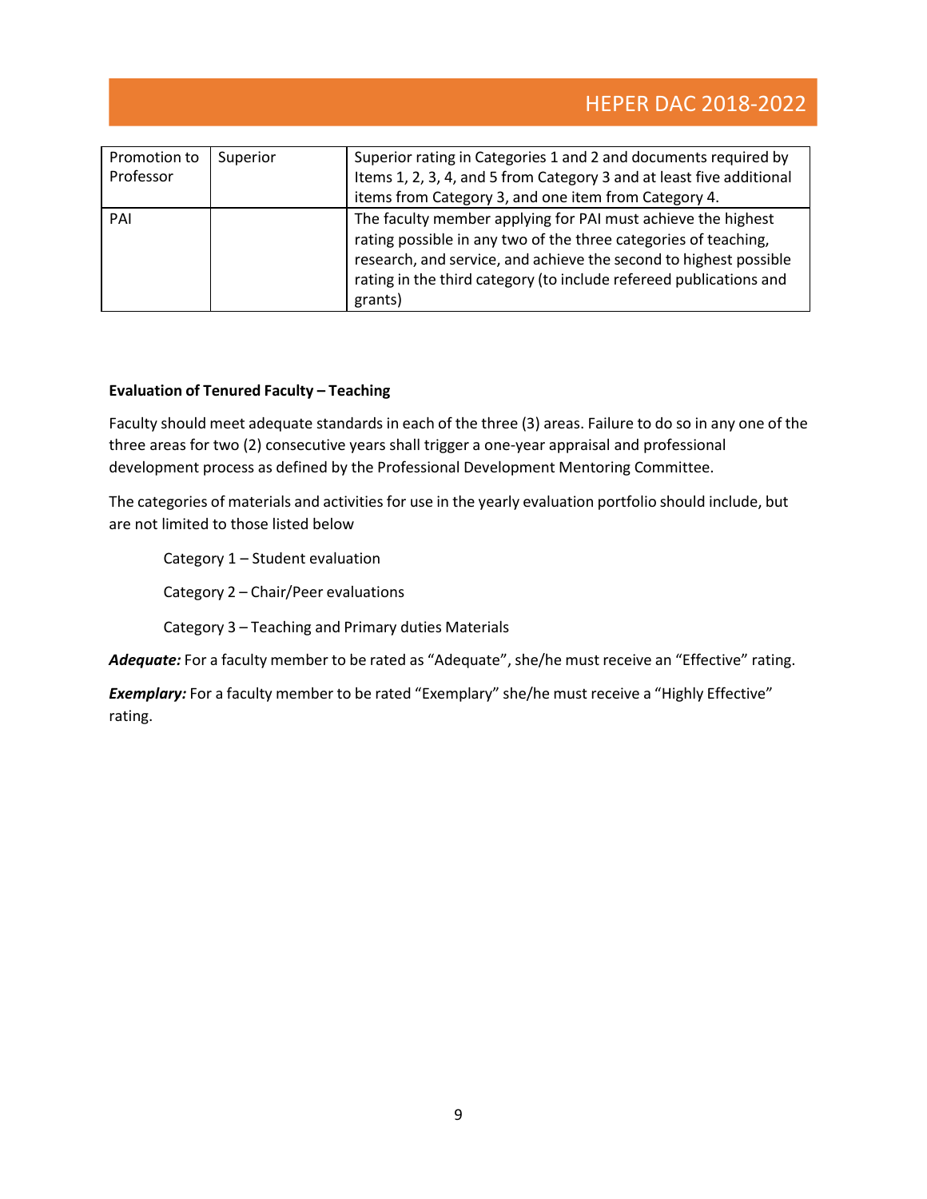| Promotion to Professor | Superior | Superior rating in Categories 1 and 2 and documents required by Items 1, 2, 3, 4, and 5 from Category 3 and at least five additional items from Category 3, and one item from Category 4. |
| --- | --- | --- |
| PAI | | The faculty member applying for PAI must achieve the highest rating possible in any two of the three categories of teaching, research, and service, and achieve the second to highest possible rating in the third category (to include refereed publications and grants) |

**Evaluation of Tenured Faculty – Teaching**

Faculty should meet adequate standards in each of the three (3) areas. Failure to do so in any one of the three areas for two (2) consecutive years shall trigger a one-year appraisal and professional development process as defined by the Professional Development Mentoring Committee.

The categories of materials and activities for use in the yearly evaluation portfolio should include, but are not limited to those listed below

Category 1 – Student evaluation

Category 2 – Chair/Peer evaluations

Category 3 – Teaching and Primary duties Materials

***Adequate:*** For a faculty member to be rated as "Adequate", she/he must receive an "Effective" rating.

***Exemplary:*** For a faculty member to be rated "Exemplary" she/he must receive a "Highly Effective" rating.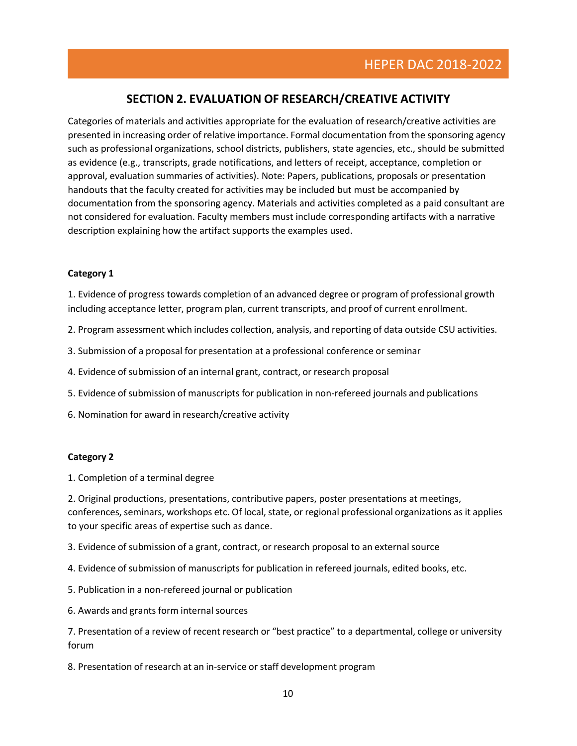## SECTION 2. EVALUATION OF RESEARCH/CREATIVE ACTIVITY

Categories of materials and activities appropriate for the evaluation of research/creative activities are presented in increasing order of relative importance. Formal documentation from the sponsoring agency such as professional organizations, school districts, publishers, state agencies, etc., should be submitted as evidence (e.g., transcripts, grade notifications, and letters of receipt, acceptance, completion or approval, evaluation summaries of activities). Note: Papers, publications, proposals or presentation handouts that the faculty created for activities may be included but must be accompanied by documentation from the sponsoring agency. Materials and activities completed as a paid consultant are not considered for evaluation. Faculty members must include corresponding artifacts with a narrative description explaining how the artifact supports the examples used.

**Category 1**

1. Evidence of progress towards completion of an advanced degree or program of professional growth including acceptance letter, program plan, current transcripts, and proof of current enrollment.
2. Program assessment which includes collection, analysis, and reporting of data outside CSU activities.
3. Submission of a proposal for presentation at a professional conference or seminar
4. Evidence of submission of an internal grant, contract, or research proposal
5. Evidence of submission of manuscripts for publication in non-refereed journals and publications
6. Nomination for award in research/creative activity

**Category 2**

1. Completion of a terminal degree
2. Original productions, presentations, contributive papers, poster presentations at meetings, conferences, seminars, workshops etc. Of local, state, or regional professional organizations as it applies to your specific areas of expertise such as dance.
3. Evidence of submission of a grant, contract, or research proposal to an external source
4. Evidence of submission of manuscripts for publication in refereed journals, edited books, etc.
5. Publication in a non-refereed journal or publication
6. Awards and grants form internal sources
7. Presentation of a review of recent research or "best practice" to a departmental, college or university forum
8. Presentation of research at an in-service or staff development program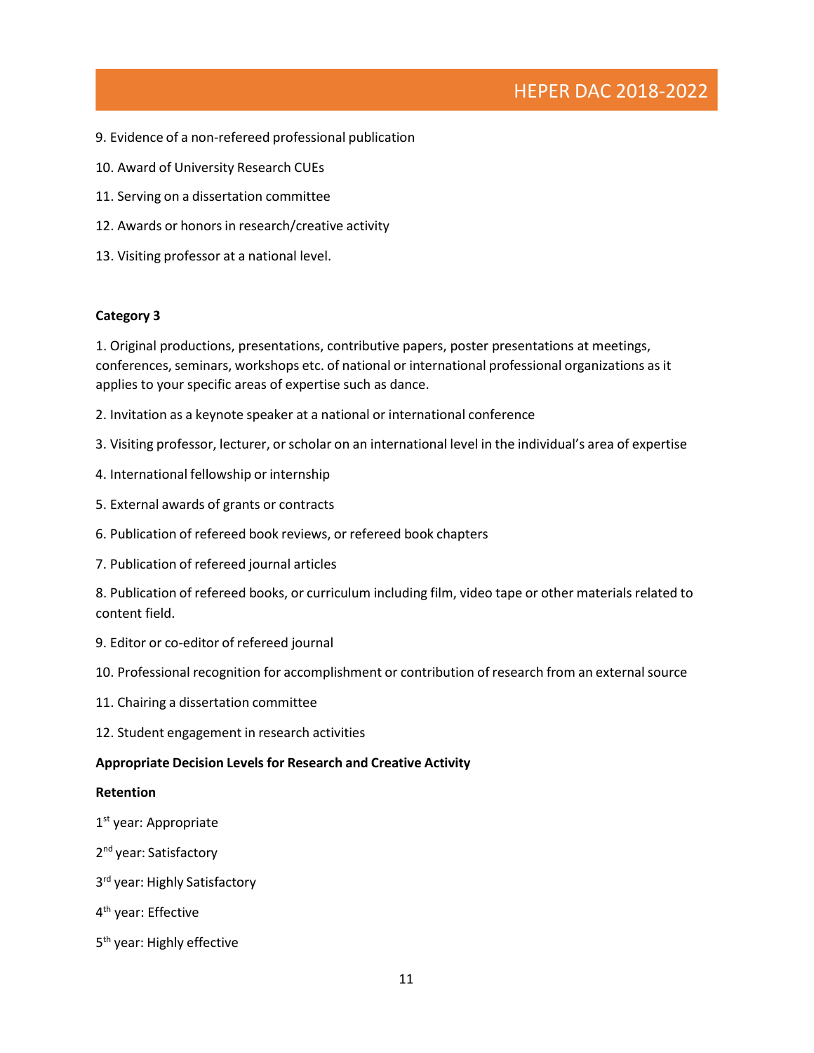9. Evidence of a non-refereed professional publication

10. Award of University Research CUEs

11. Serving on a dissertation committee

12. Awards or honors in research/creative activity

13. Visiting professor at a national level.

**Category 3**

1. Original productions, presentations, contributive papers, poster presentations at meetings, conferences, seminars, workshops etc. of national or international professional organizations as it applies to your specific areas of expertise such as dance.

2. Invitation as a keynote speaker at a national or international conference

3. Visiting professor, lecturer, or scholar on an international level in the individual's area of expertise

4. International fellowship or internship

5. External awards of grants or contracts

6. Publication of refereed book reviews, or refereed book chapters

7. Publication of refereed journal articles

8. Publication of refereed books, or curriculum including film, video tape or other materials related to content field.

9. Editor or co-editor of refereed journal

10. Professional recognition for accomplishment or contribution of research from an external source

11. Chairing a dissertation committee

12. Student engagement in research activities

**Appropriate Decision Levels for Research and Creative Activity**

**Retention**

1st year: Appropriate

2nd year: Satisfactory

3rd year: Highly Satisfactory

4th year: Effective

5th year: Highly effective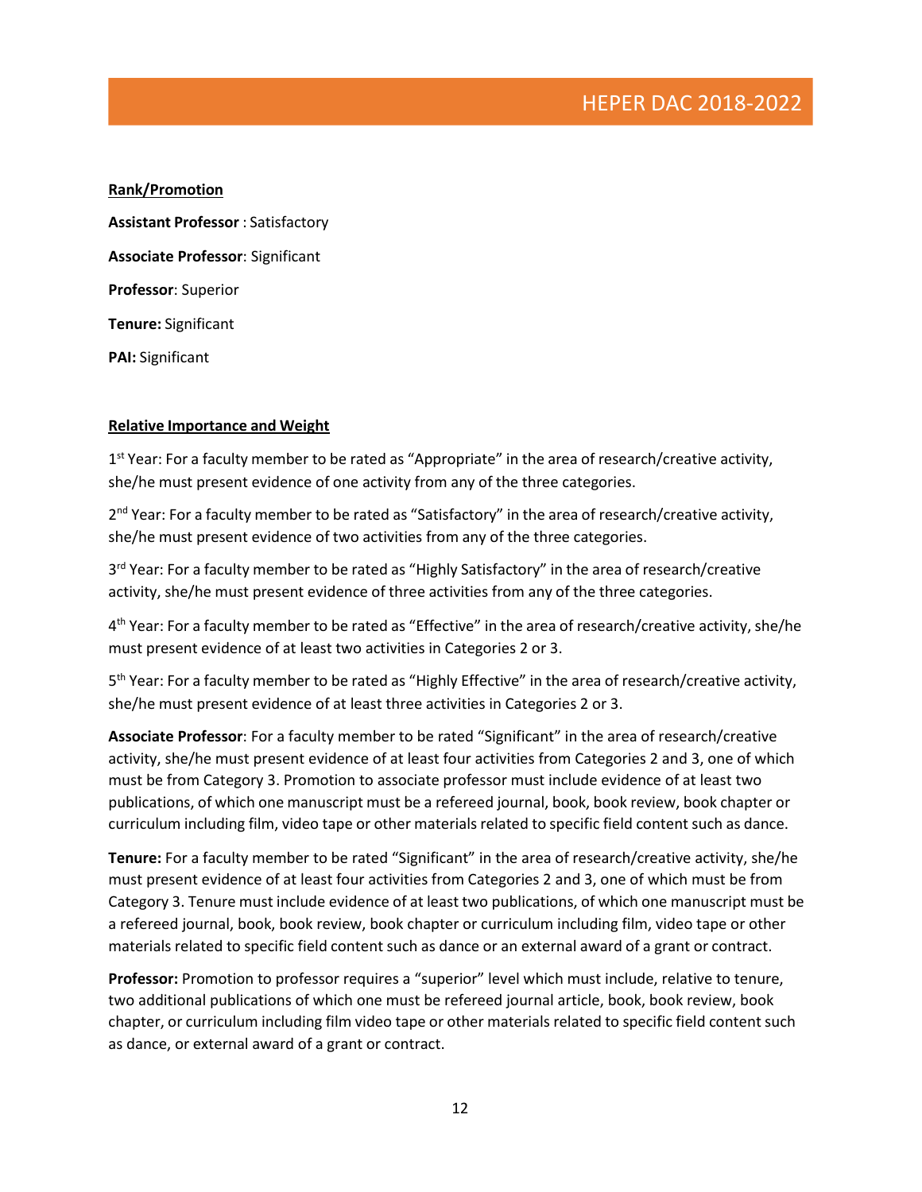**Rank/Promotion**

**Assistant Professor** : Satisfactory

**Associate Professor**: Significant

**Professor**: Superior

**Tenure:** Significant

**PAI:** Significant

**Relative Importance and Weight**

1st Year: For a faculty member to be rated as "Appropriate" in the area of research/creative activity, she/he must present evidence of one activity from any of the three categories.

2nd Year: For a faculty member to be rated as "Satisfactory" in the area of research/creative activity, she/he must present evidence of two activities from any of the three categories.

3rd Year: For a faculty member to be rated as "Highly Satisfactory" in the area of research/creative activity, she/he must present evidence of three activities from any of the three categories.

4th Year: For a faculty member to be rated as "Effective" in the area of research/creative activity, she/he must present evidence of at least two activities in Categories 2 or 3.

5th Year: For a faculty member to be rated as "Highly Effective" in the area of research/creative activity, she/he must present evidence of at least three activities in Categories 2 or 3.

**Associate Professor**: For a faculty member to be rated "Significant" in the area of research/creative activity, she/he must present evidence of at least four activities from Categories 2 and 3, one of which must be from Category 3. Promotion to associate professor must include evidence of at least two publications, of which one manuscript must be a refereed journal, book, book review, book chapter or curriculum including film, video tape or other materials related to specific field content such as dance.

**Tenure:** For a faculty member to be rated "Significant" in the area of research/creative activity, she/he must present evidence of at least four activities from Categories 2 and 3, one of which must be from Category 3. Tenure must include evidence of at least two publications, of which one manuscript must be a refereed journal, book, book review, book chapter or curriculum including film, video tape or other materials related to specific field content such as dance or an external award of a grant or contract.

**Professor:** Promotion to professor requires a "superior" level which must include, relative to tenure, two additional publications of which one must be refereed journal article, book, book review, book chapter, or curriculum including film video tape or other materials related to specific field content such as dance, or external award of a grant or contract.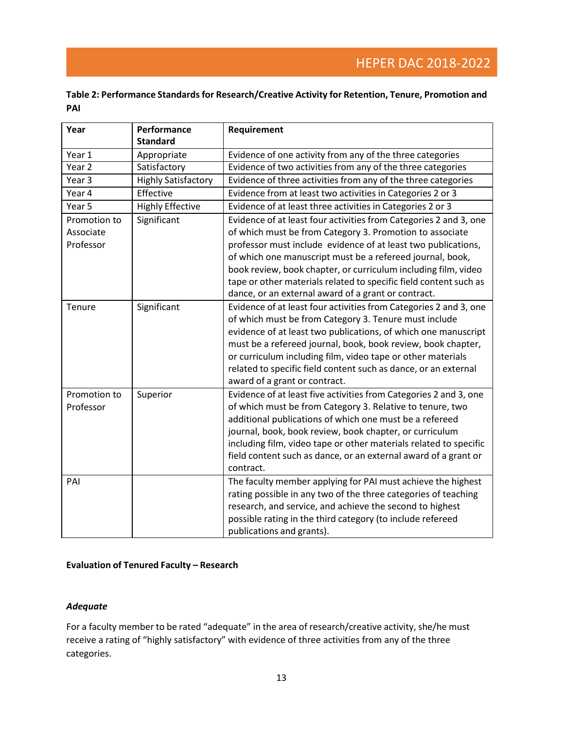**Table 2: Performance Standards for Research/Creative Activity for Retention, Tenure, Promotion and PAI**

| Year | Performance Standard | Requirement |
|---|---|---|
| Year 1 | Appropriate | Evidence of one activity from any of the three categories |
| Year 2 | Satisfactory | Evidence of two activities from any of the three categories |
| Year 3 | Highly Satisfactory | Evidence of three activities from any of the three categories |
| Year 4 | Effective | Evidence from at least two activities in Categories 2 or 3 |
| Year 5 | Highly Effective | Evidence of at least three activities in Categories 2 or 3 |
| Promotion to Associate Professor | Significant | Evidence of at least four activities from Categories 2 and 3, one of which must be from Category 3. Promotion to associate professor must include evidence of at least two publications, of which one manuscript must be a refereed journal, book, book review, book chapter, or curriculum including film, video tape or other materials related to specific field content such as dance, or an external award of a grant or contract. |
| Tenure | Significant | Evidence of at least four activities from Categories 2 and 3, one of which must be from Category 3. Tenure must include evidence of at least two publications, of which one manuscript must be a refereed journal, book, book review, book chapter, or curriculum including film, video tape or other materials related to specific field content such as dance, or an external award of a grant or contract. |
| Promotion to Professor | Superior | Evidence of at least five activities from Categories 2 and 3, one of which must be from Category 3. Relative to tenure, two additional publications of which one must be a refereed journal, book, book review, book chapter, or curriculum including film, video tape or other materials related to specific field content such as dance, or an external award of a grant or contract. |
| PAI | | The faculty member applying for PAI must achieve the highest rating possible in any two of the three categories of teaching research, and service, and achieve the second to highest possible rating in the third category (to include refereed publications and grants). |

**Evaluation of Tenured Faculty – Research**

***Adequate***

For a faculty member to be rated "adequate" in the area of research/creative activity, she/he must receive a rating of "highly satisfactory" with evidence of three activities from any of the three categories.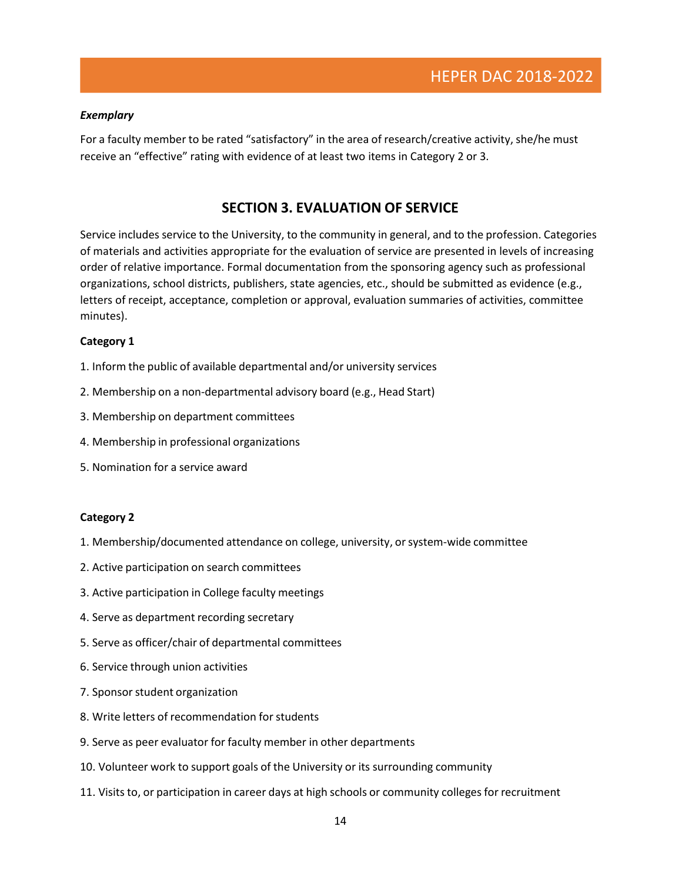*__Exemplary__*

For a faculty member to be rated “satisfactory” in the area of research/creative activity, she/he must receive an “effective” rating with evidence of at least two items in Category 2 or 3.

## SECTION 3. EVALUATION OF SERVICE

Service includes service to the University, to the community in general, and to the profession. Categories of materials and activities appropriate for the evaluation of service are presented in levels of increasing order of relative importance. Formal documentation from the sponsoring agency such as professional organizations, school districts, publishers, state agencies, etc., should be submitted as evidence (e.g., letters of receipt, acceptance, completion or approval, evaluation summaries of activities, committee minutes).

**Category 1**

1. Inform the public of available departmental and/or university services
2. Membership on a non-departmental advisory board (e.g., Head Start)
3. Membership on department committees
4. Membership in professional organizations
5. Nomination for a service award

**Category 2**

1. Membership/documented attendance on college, university, or system-wide committee
2. Active participation on search committees
3. Active participation in College faculty meetings
4. Serve as department recording secretary
5. Serve as officer/chair of departmental committees
6. Service through union activities
7. Sponsor student organization
8. Write letters of recommendation for students
9. Serve as peer evaluator for faculty member in other departments
10. Volunteer work to support goals of the University or its surrounding community
11. Visits to, or participation in career days at high schools or community colleges for recruitment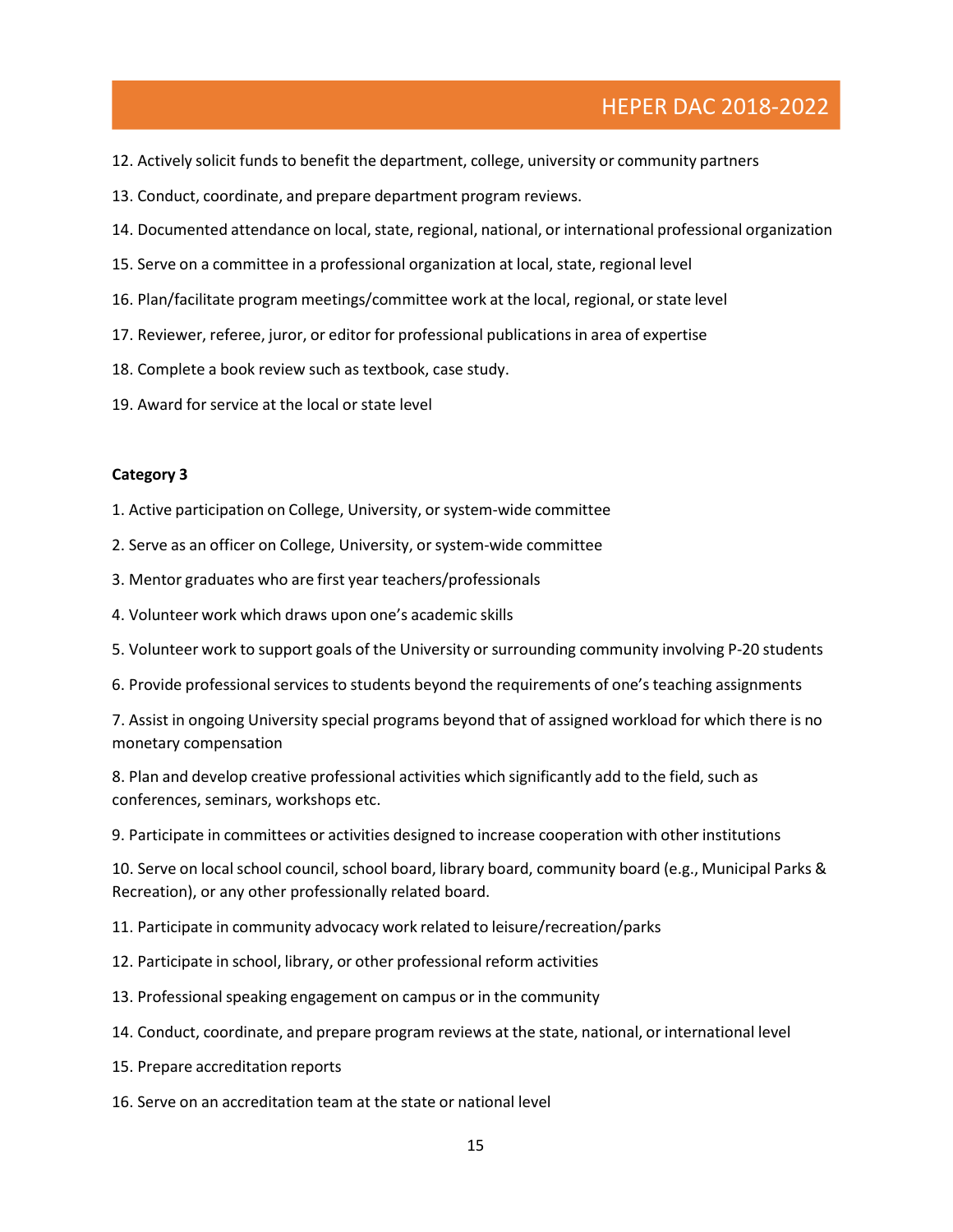12. Actively solicit funds to benefit the department, college, university or community partners

13. Conduct, coordinate, and prepare department program reviews.

14. Documented attendance on local, state, regional, national, or international professional organization

15. Serve on a committee in a professional organization at local, state, regional level

16. Plan/facilitate program meetings/committee work at the local, regional, or state level

17. Reviewer, referee, juror, or editor for professional publications in area of expertise

18. Complete a book review such as textbook, case study.

19. Award for service at the local or state level

**Category 3**

1. Active participation on College, University, or system-wide committee

2. Serve as an officer on College, University, or system-wide committee

3. Mentor graduates who are first year teachers/professionals

4. Volunteer work which draws upon one's academic skills

5. Volunteer work to support goals of the University or surrounding community involving P-20 students

6. Provide professional services to students beyond the requirements of one's teaching assignments

7. Assist in ongoing University special programs beyond that of assigned workload for which there is no monetary compensation

8. Plan and develop creative professional activities which significantly add to the field, such as conferences, seminars, workshops etc.

9. Participate in committees or activities designed to increase cooperation with other institutions

10. Serve on local school council, school board, library board, community board (e.g., Municipal Parks & Recreation), or any other professionally related board.

11. Participate in community advocacy work related to leisure/recreation/parks

12. Participate in school, library, or other professional reform activities

13. Professional speaking engagement on campus or in the community

14. Conduct, coordinate, and prepare program reviews at the state, national, or international level

15. Prepare accreditation reports

16. Serve on an accreditation team at the state or national level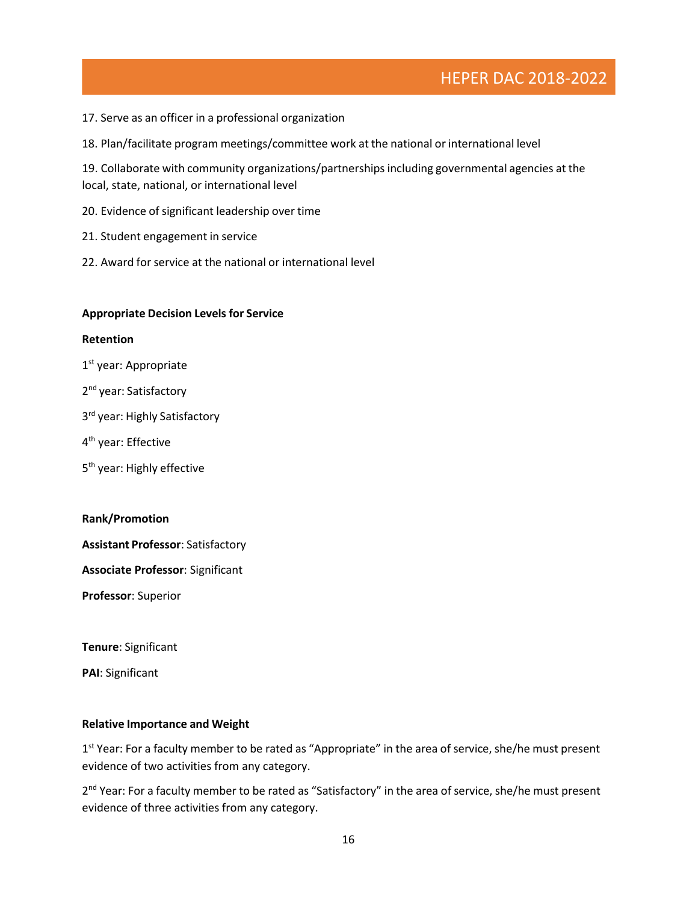17. Serve as an officer in a professional organization

18. Plan/facilitate program meetings/committee work at the national or international level

19. Collaborate with community organizations/partnerships including governmental agencies at the local, state, national, or international level

20. Evidence of significant leadership over time

21. Student engagement in service

22. Award for service at the national or international level

**Appropriate Decision Levels for Service**

**Retention**

1st year: Appropriate

2nd year: Satisfactory

3rd year: Highly Satisfactory

4th year: Effective

5th year: Highly effective

**Rank/Promotion**

**Assistant Professor**: Satisfactory

**Associate Professor**: Significant

**Professor**: Superior

**Tenure**: Significant

**PAI**: Significant

**Relative Importance and Weight**

1st Year: For a faculty member to be rated as "Appropriate" in the area of service, she/he must present evidence of two activities from any category.

2nd Year: For a faculty member to be rated as "Satisfactory" in the area of service, she/he must present evidence of three activities from any category.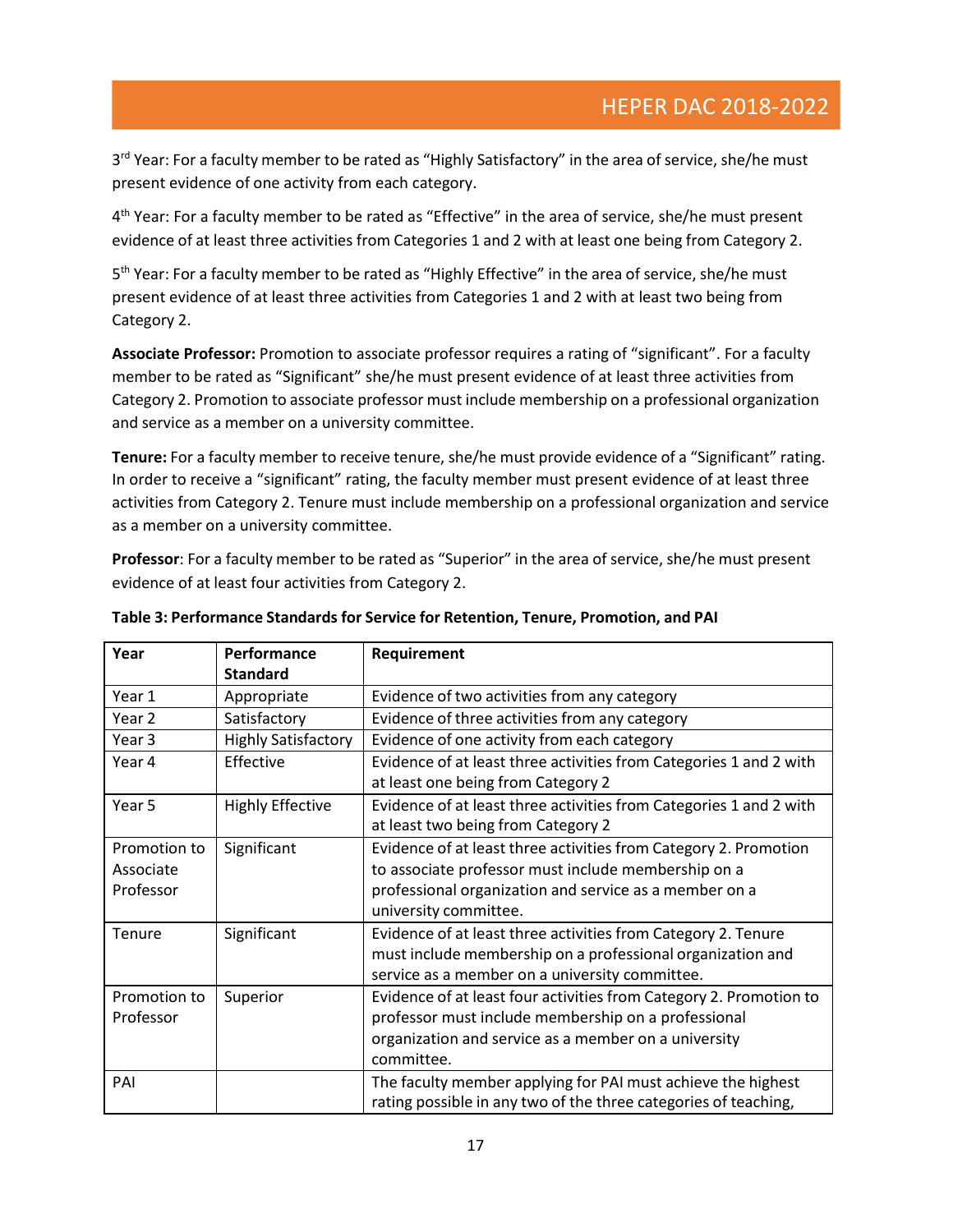3rd Year: For a faculty member to be rated as "Highly Satisfactory" in the area of service, she/he must present evidence of one activity from each category.

4th Year: For a faculty member to be rated as "Effective" in the area of service, she/he must present evidence of at least three activities from Categories 1 and 2 with at least one being from Category 2.

5th Year: For a faculty member to be rated as "Highly Effective" in the area of service, she/he must present evidence of at least three activities from Categories 1 and 2 with at least two being from Category 2.

**Associate Professor:** Promotion to associate professor requires a rating of "significant". For a faculty member to be rated as "Significant" she/he must present evidence of at least three activities from Category 2. Promotion to associate professor must include membership on a professional organization and service as a member on a university committee.

**Tenure:** For a faculty member to receive tenure, she/he must provide evidence of a "Significant" rating. In order to receive a "significant" rating, the faculty member must present evidence of at least three activities from Category 2. Tenure must include membership on a professional organization and service as a member on a university committee.

**Professor**: For a faculty member to be rated as "Superior" in the area of service, she/he must present evidence of at least four activities from Category 2.

**Table 3: Performance Standards for Service for Retention, Tenure, Promotion, and PAI**

| Year | Performance Standard | Requirement |
|---|---|---|
| Year 1 | Appropriate | Evidence of two activities from any category |
| Year 2 | Satisfactory | Evidence of three activities from any category |
| Year 3 | Highly Satisfactory | Evidence of one activity from each category |
| Year 4 | Effective | Evidence of at least three activities from Categories 1 and 2 with at least one being from Category 2 |
| Year 5 | Highly Effective | Evidence of at least three activities from Categories 1 and 2 with at least two being from Category 2 |
| Promotion to Associate Professor | Significant | Evidence of at least three activities from Category 2. Promotion to associate professor must include membership on a professional organization and service as a member on a university committee. |
| Tenure | Significant | Evidence of at least three activities from Category 2. Tenure must include membership on a professional organization and service as a member on a university committee. |
| Promotion to Professor | Superior | Evidence of at least four activities from Category 2. Promotion to professor must include membership on a professional organization and service as a member on a university committee. |
| PAI | | The faculty member applying for PAI must achieve the highest rating possible in any two of the three categories of teaching, |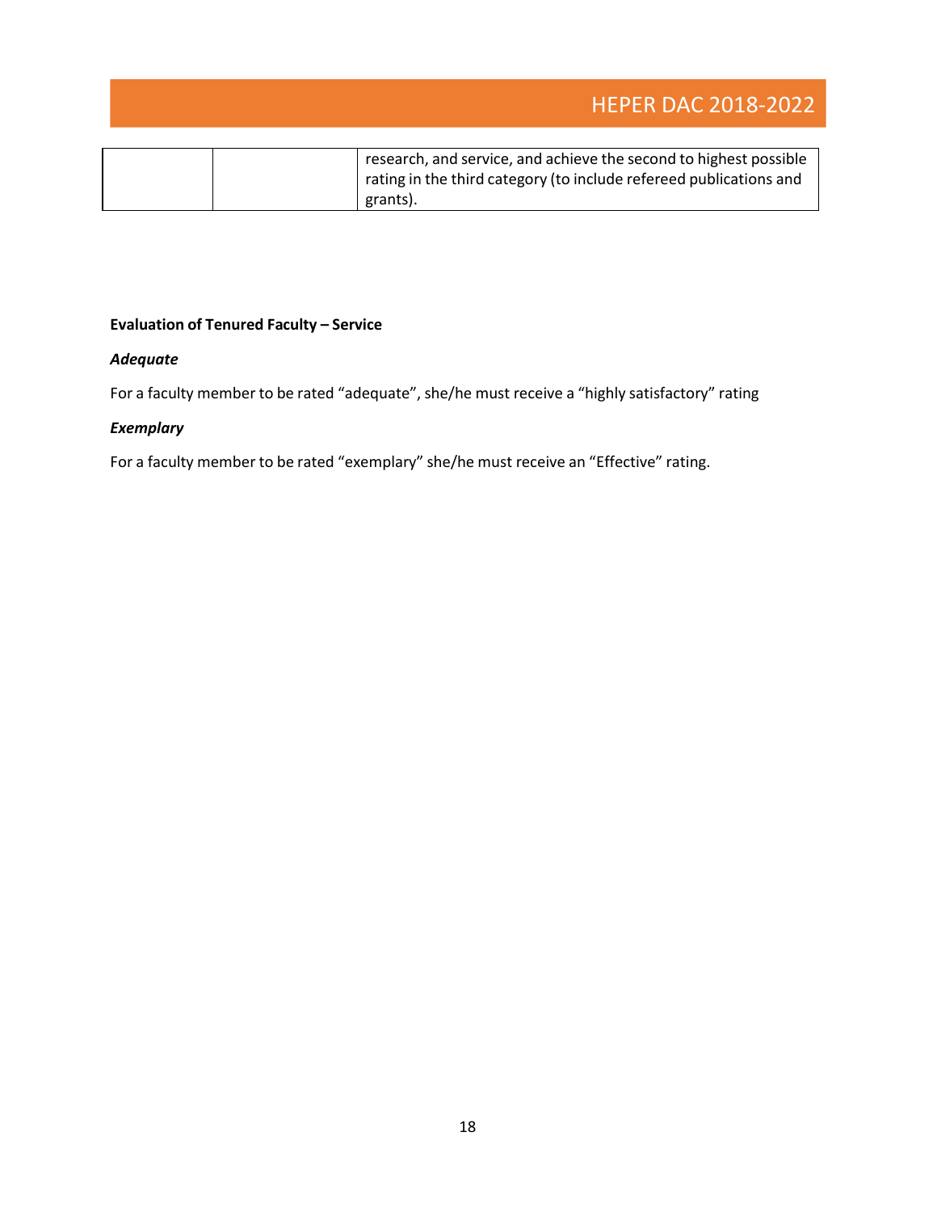| | | |
|---|---|---|
| | | research, and service, and achieve the second to highest possible rating in the third category (to include refereed publications and grants). |

**Evaluation of Tenured Faculty – Service**

***Adequate***

For a faculty member to be rated “adequate”, she/he must receive a “highly satisfactory” rating

***Exemplary***

For a faculty member to be rated “exemplary” she/he must receive an “Effective” rating.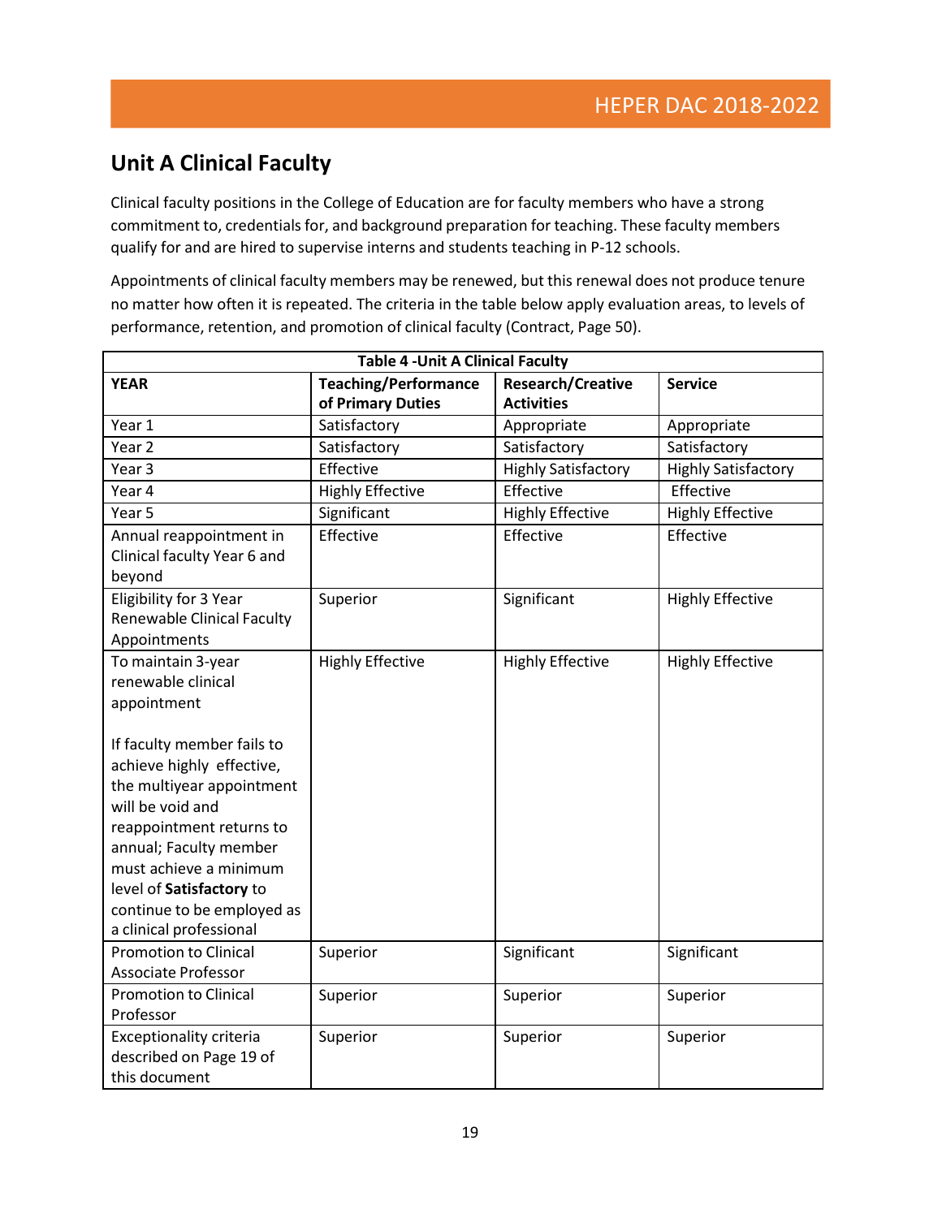## Unit A Clinical Faculty

Clinical faculty positions in the College of Education are for faculty members who have a strong commitment to, credentials for, and background preparation for teaching. These faculty members qualify for and are hired to supervise interns and students teaching in P-12 schools.

Appointments of clinical faculty members may be renewed, but this renewal does not produce tenure no matter how often it is repeated. The criteria in the table below apply evaluation areas, to levels of performance, retention, and promotion of clinical faculty (Contract, Page 50).

**Table 4 -Unit A Clinical Faculty**

| YEAR | Teaching/Performance of Primary Duties | Research/Creative Activities | Service |
|---|---|---|---|
| Year 1 | Satisfactory | Appropriate | Appropriate |
| Year 2 | Satisfactory | Satisfactory | Satisfactory |
| Year 3 | Effective | Highly Satisfactory | Highly Satisfactory |
| Year 4 | Highly Effective | Effective | Effective |
| Year 5 | Significant | Highly Effective | Highly Effective |
| Annual reappointment in Clinical faculty Year 6 and beyond | Effective | Effective | Effective |
| Eligibility for 3 Year Renewable Clinical Faculty Appointments | Superior | Significant | Highly Effective |
| To maintain 3-year renewable clinical appointment<br><br>If faculty member fails to achieve highly effective, the multiyear appointment will be void and reappointment returns to annual; Faculty member must achieve a minimum level of **Satisfactory** to continue to be employed as a clinical professional | Highly Effective | Highly Effective | Highly Effective |
| Promotion to Clinical Associate Professor | Superior | Significant | Significant |
| Promotion to Clinical Professor | Superior | Superior | Superior |
| Exceptionality criteria described on Page 19 of this document | Superior | Superior | Superior |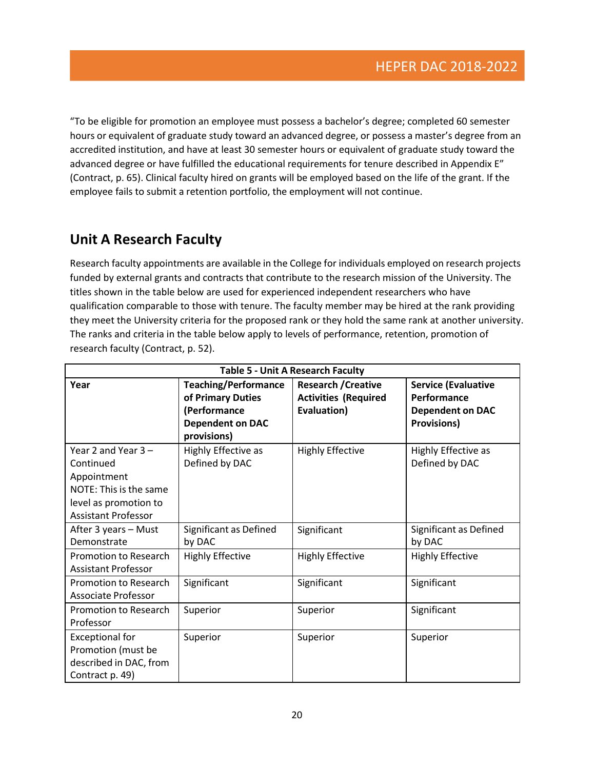"To be eligible for promotion an employee must possess a bachelor's degree; completed 60 semester hours or equivalent of graduate study toward an advanced degree, or possess a master's degree from an accredited institution, and have at least 30 semester hours or equivalent of graduate study toward the advanced degree or have fulfilled the educational requirements for tenure described in Appendix E" (Contract, p. 65). Clinical faculty hired on grants will be employed based on the life of the grant. If the employee fails to submit a retention portfolio, the employment will not continue.

## Unit A Research Faculty

Research faculty appointments are available in the College for individuals employed on research projects funded by external grants and contracts that contribute to the research mission of the University. The titles shown in the table below are used for experienced independent researchers who have qualification comparable to those with tenure. The faculty member may be hired at the rank providing they meet the University criteria for the proposed rank or they hold the same rank at another university. The ranks and criteria in the table below apply to levels of performance, retention, promotion of research faculty (Contract, p. 52).

**Table 5 - Unit A Research Faculty**

| Year | Teaching/Performance of Primary Duties (Performance Dependent on DAC provisions) | Research /Creative Activities (Required Evaluation) | Service (Evaluative Performance Dependent on DAC Provisions) |
|---|---|---|---|
| Year 2 and Year 3 – Continued Appointment NOTE: This is the same level as promotion to Assistant Professor | Highly Effective as Defined by DAC | Highly Effective | Highly Effective as Defined by DAC |
| After 3 years – Must Demonstrate | Significant as Defined by DAC | Significant | Significant as Defined by DAC |
| Promotion to Research Assistant Professor | Highly Effective | Highly Effective | Highly Effective |
| Promotion to Research Associate Professor | Significant | Significant | Significant |
| Promotion to Research Professor | Superior | Superior | Significant |
| Exceptional for Promotion (must be described in DAC, from Contract p. 49) | Superior | Superior | Superior |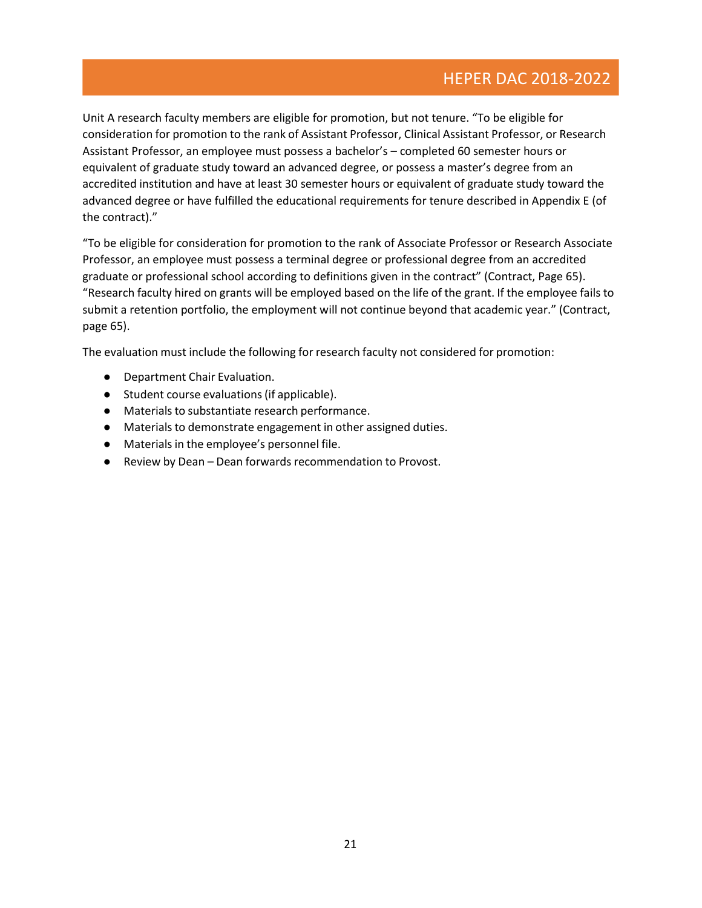Unit A research faculty members are eligible for promotion, but not tenure. "To be eligible for consideration for promotion to the rank of Assistant Professor, Clinical Assistant Professor, or Research Assistant Professor, an employee must possess a bachelor's – completed 60 semester hours or equivalent of graduate study toward an advanced degree, or possess a master's degree from an accredited institution and have at least 30 semester hours or equivalent of graduate study toward the advanced degree or have fulfilled the educational requirements for tenure described in Appendix E (of the contract)."

"To be eligible for consideration for promotion to the rank of Associate Professor or Research Associate Professor, an employee must possess a terminal degree or professional degree from an accredited graduate or professional school according to definitions given in the contract" (Contract, Page 65). "Research faculty hired on grants will be employed based on the life of the grant. If the employee fails to submit a retention portfolio, the employment will not continue beyond that academic year." (Contract, page 65).

The evaluation must include the following for research faculty not considered for promotion:

- Department Chair Evaluation.
- Student course evaluations (if applicable).
- Materials to substantiate research performance.
- Materials to demonstrate engagement in other assigned duties.
- Materials in the employee's personnel file.
- Review by Dean – Dean forwards recommendation to Provost.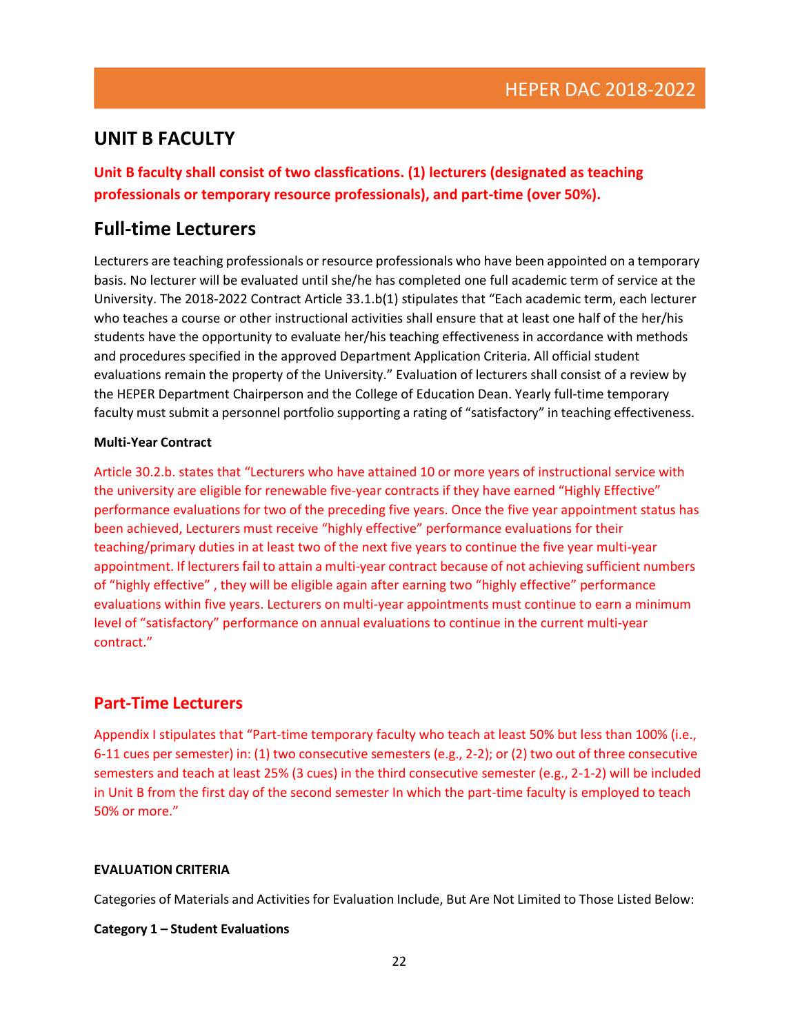## UNIT B FACULTY

**Unit B faculty shall consist of two classfications. (1) lecturers (designated as teaching professionals or temporary resource professionals), and part-time (over 50%).**

## Full-time Lecturers

Lecturers are teaching professionals or resource professionals who have been appointed on a temporary basis. No lecturer will be evaluated until she/he has completed one full academic term of service at the University. The 2018-2022 Contract Article 33.1.b(1) stipulates that "Each academic term, each lecturer who teaches a course or other instructional activities shall ensure that at least one half of the her/his students have the opportunity to evaluate her/his teaching effectiveness in accordance with methods and procedures specified in the approved Department Application Criteria. All official student evaluations remain the property of the University." Evaluation of lecturers shall consist of a review by the HEPER Department Chairperson and the College of Education Dean. Yearly full-time temporary faculty must submit a personnel portfolio supporting a rating of "satisfactory" in teaching effectiveness.

#### Multi-Year Contract

Article 30.2.b. states that "Lecturers who have attained 10 or more years of instructional service with the university are eligible for renewable five-year contracts if they have earned "Highly Effective" performance evaluations for two of the preceding five years. Once the five year appointment status has been achieved, Lecturers must receive "highly effective" performance evaluations for their teaching/primary duties in at least two of the next five years to continue the five year multi-year appointment. If lecturers fail to attain a multi-year contract because of not achieving sufficient numbers of "highly effective" , they will be eligible again after earning two "highly effective" performance evaluations within five years. Lecturers on multi-year appointments must continue to earn a minimum level of "satisfactory" performance on annual evaluations to continue in the current multi-year contract."

## Part-Time Lecturers

Appendix I stipulates that "Part-time temporary faculty who teach at least 50% but less than 100% (i.e., 6-11 cues per semester) in: (1) two consecutive semesters (e.g., 2-2); or (2) two out of three consecutive semesters and teach at least 25% (3 cues) in the third consecutive semester (e.g., 2-1-2) will be included in Unit B from the first day of the second semester In which the part-time faculty is employed to teach 50% or more."

#### EVALUATION CRITERIA

Categories of Materials and Activities for Evaluation Include, But Are Not Limited to Those Listed Below:

**Category 1 – Student Evaluations**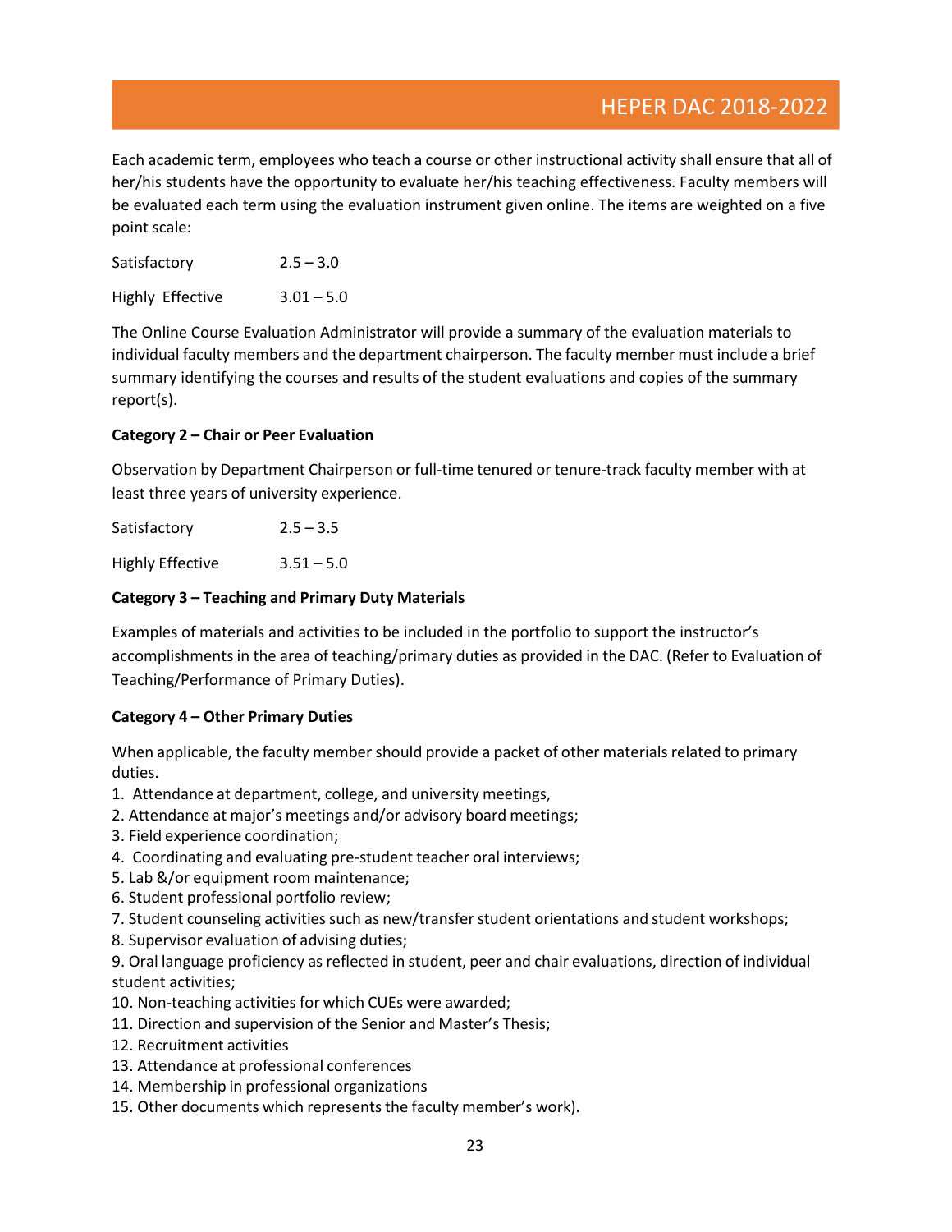Each academic term, employees who teach a course or other instructional activity shall ensure that all of her/his students have the opportunity to evaluate her/his teaching effectiveness. Faculty members will be evaluated each term using the evaluation instrument given online. The items are weighted on a five point scale:

| | |
|---|---|
| Satisfactory | 2.5 – 3.0 |
| Highly Effective | 3.01 – 5.0 |

The Online Course Evaluation Administrator will provide a summary of the evaluation materials to individual faculty members and the department chairperson. The faculty member must include a brief summary identifying the courses and results of the student evaluations and copies of the summary report(s).

**Category 2 – Chair or Peer Evaluation**

Observation by Department Chairperson or full-time tenured or tenure-track faculty member with at least three years of university experience.

| | |
|---|---|
| Satisfactory | 2.5 – 3.5 |
| Highly Effective | 3.51 – 5.0 |

**Category 3 – Teaching and Primary Duty Materials**

Examples of materials and activities to be included in the portfolio to support the instructor's accomplishments in the area of teaching/primary duties as provided in the DAC. (Refer to Evaluation of Teaching/Performance of Primary Duties).

**Category 4 – Other Primary Duties**

When applicable, the faculty member should provide a packet of other materials related to primary duties.

1. Attendance at department, college, and university meetings,
2. Attendance at major's meetings and/or advisory board meetings;
3. Field experience coordination;
4. Coordinating and evaluating pre-student teacher oral interviews;
5. Lab &/or equipment room maintenance;
6. Student professional portfolio review;
7. Student counseling activities such as new/transfer student orientations and student workshops;
8. Supervisor evaluation of advising duties;
9. Oral language proficiency as reflected in student, peer and chair evaluations, direction of individual student activities;
10. Non-teaching activities for which CUEs were awarded;
11. Direction and supervision of the Senior and Master's Thesis;
12. Recruitment activities
13. Attendance at professional conferences
14. Membership in professional organizations
15. Other documents which represents the faculty member's work).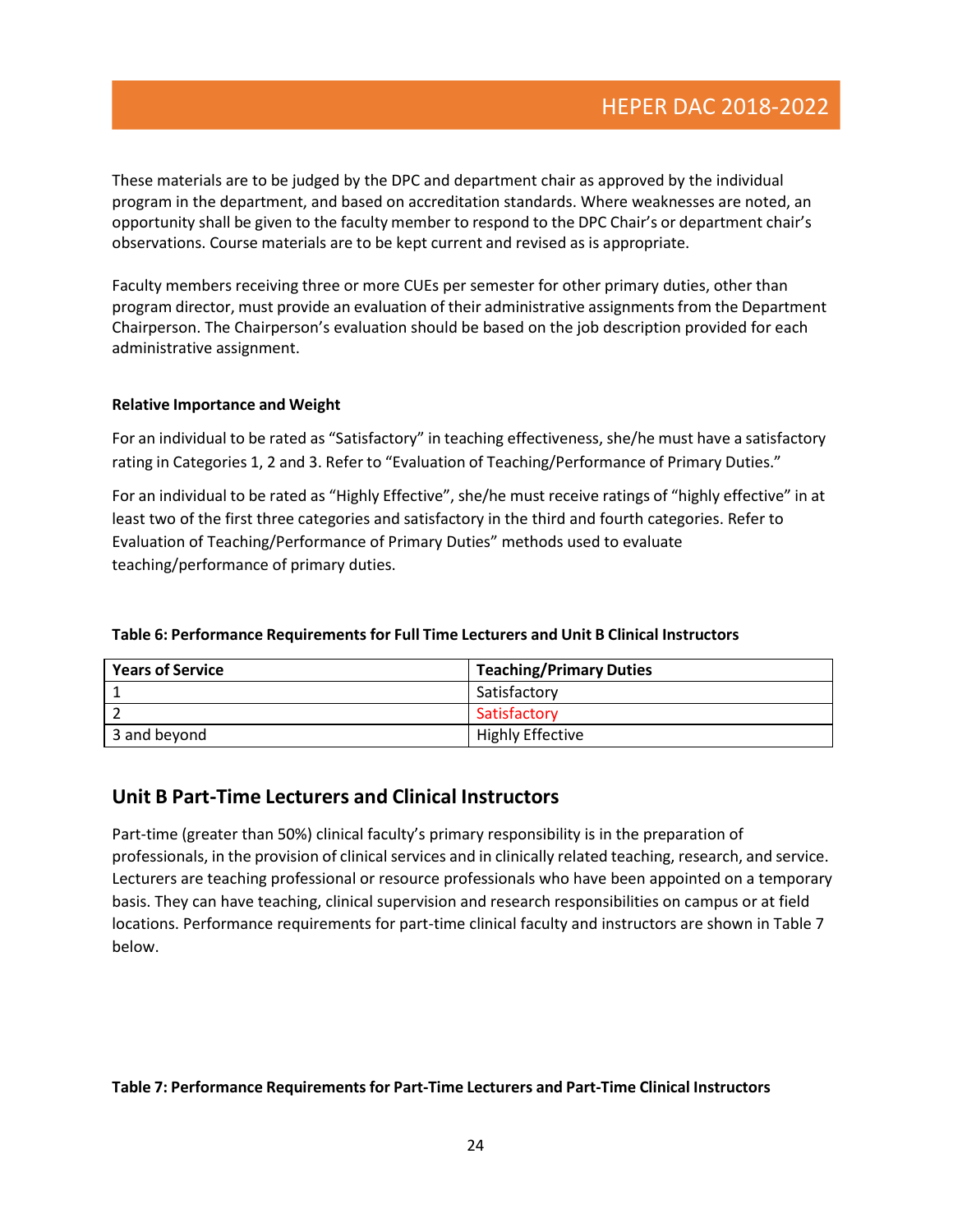These materials are to be judged by the DPC and department chair as approved by the individual program in the department, and based on accreditation standards. Where weaknesses are noted, an opportunity shall be given to the faculty member to respond to the DPC Chair's or department chair's observations. Course materials are to be kept current and revised as is appropriate.

Faculty members receiving three or more CUEs per semester for other primary duties, other than program director, must provide an evaluation of their administrative assignments from the Department Chairperson. The Chairperson's evaluation should be based on the job description provided for each administrative assignment.

**Relative Importance and Weight**

For an individual to be rated as "Satisfactory" in teaching effectiveness, she/he must have a satisfactory rating in Categories 1, 2 and 3. Refer to "Evaluation of Teaching/Performance of Primary Duties."

For an individual to be rated as "Highly Effective", she/he must receive ratings of "highly effective" in at least two of the first three categories and satisfactory in the third and fourth categories. Refer to Evaluation of Teaching/Performance of Primary Duties" methods used to evaluate teaching/performance of primary duties.

**Table 6: Performance Requirements for Full Time Lecturers and Unit B Clinical Instructors**

| Years of Service | Teaching/Primary Duties |
|---|---|
| 1 | Satisfactory |
| 2 | Satisfactory |
| 3 and beyond | Highly Effective |

## Unit B Part-Time Lecturers and Clinical Instructors

Part-time (greater than 50%) clinical faculty's primary responsibility is in the preparation of professionals, in the provision of clinical services and in clinically related teaching, research, and service. Lecturers are teaching professional or resource professionals who have been appointed on a temporary basis. They can have teaching, clinical supervision and research responsibilities on campus or at field locations. Performance requirements for part-time clinical faculty and instructors are shown in Table 7 below.

**Table 7: Performance Requirements for Part-Time Lecturers and Part-Time Clinical Instructors**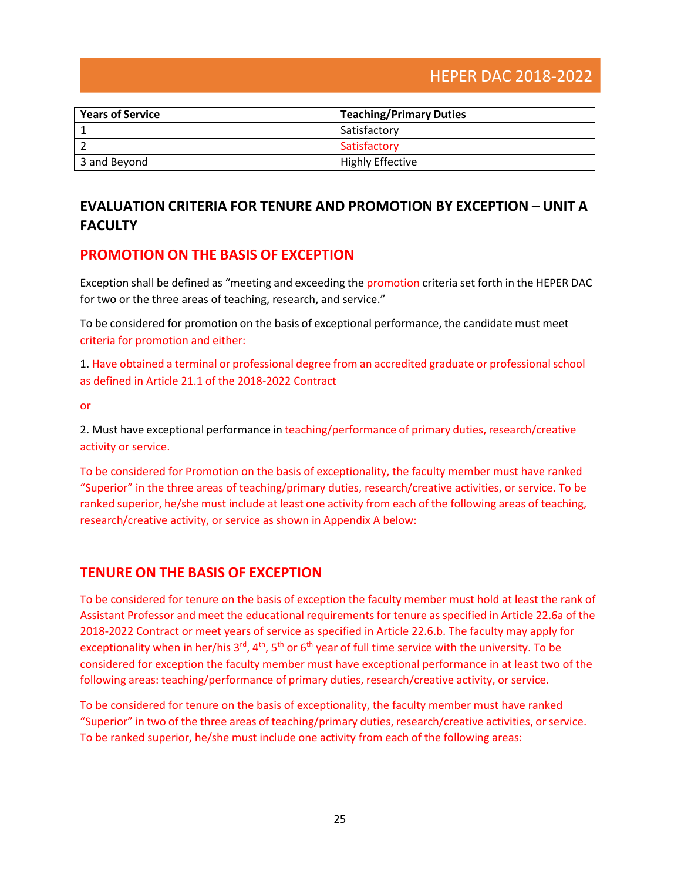| Years of Service | Teaching/Primary Duties |
|---|---|
| 1 | Satisfactory |
| 2 | Satisfactory |
| 3 and Beyond | Highly Effective |

## EVALUATION CRITERIA FOR TENURE AND PROMOTION BY EXCEPTION – UNIT A FACULTY

### PROMOTION ON THE BASIS OF EXCEPTION

Exception shall be defined as "meeting and exceeding the promotion criteria set forth in the HEPER DAC for two or the three areas of teaching, research, and service."

To be considered for promotion on the basis of exceptional performance, the candidate must meet criteria for promotion and either:

1. Have obtained a terminal or professional degree from an accredited graduate or professional school as defined in Article 21.1 of the 2018-2022 Contract

or

2. Must have exceptional performance in teaching/performance of primary duties, research/creative activity or service.

To be considered for Promotion on the basis of exceptionality, the faculty member must have ranked "Superior" in the three areas of teaching/primary duties, research/creative activities, or service. To be ranked superior, he/she must include at least one activity from each of the following areas of teaching, research/creative activity, or service as shown in Appendix A below:

### TENURE ON THE BASIS OF EXCEPTION

To be considered for tenure on the basis of exception the faculty member must hold at least the rank of Assistant Professor and meet the educational requirements for tenure as specified in Article 22.6a of the 2018-2022 Contract or meet years of service as specified in Article 22.6.b. The faculty may apply for exceptionality when in her/his 3rd, 4th, 5th or 6th year of full time service with the university. To be considered for exception the faculty member must have exceptional performance in at least two of the following areas: teaching/performance of primary duties, research/creative activity, or service.

To be considered for tenure on the basis of exceptionality, the faculty member must have ranked "Superior" in two of the three areas of teaching/primary duties, research/creative activities, or service. To be ranked superior, he/she must include one activity from each of the following areas: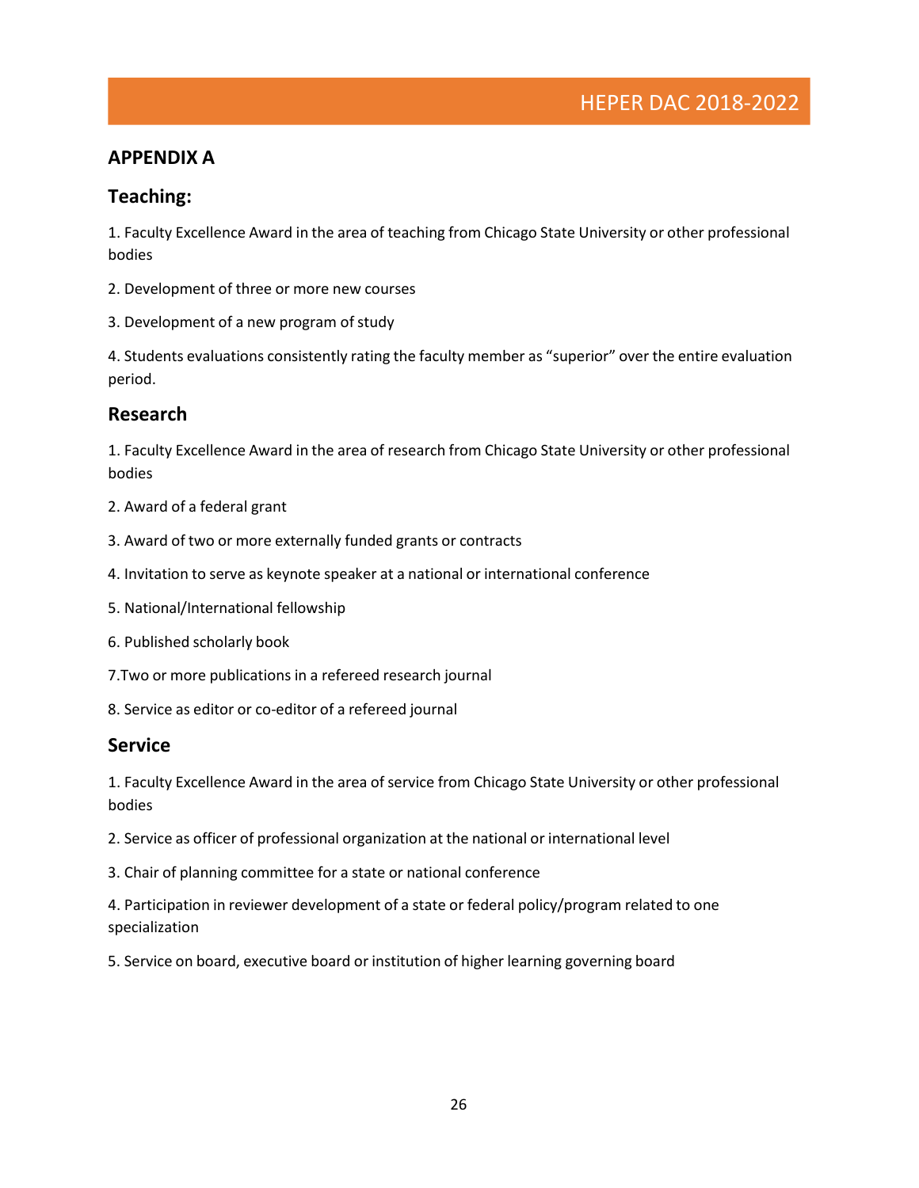## APPENDIX A

### Teaching:

1. Faculty Excellence Award in the area of teaching from Chicago State University or other professional bodies

2. Development of three or more new courses

3. Development of a new program of study

4. Students evaluations consistently rating the faculty member as "superior" over the entire evaluation period.

### Research

1. Faculty Excellence Award in the area of research from Chicago State University or other professional bodies

2. Award of a federal grant

3. Award of two or more externally funded grants or contracts

4. Invitation to serve as keynote speaker at a national or international conference

5. National/International fellowship

6. Published scholarly book

7.Two or more publications in a refereed research journal

8. Service as editor or co-editor of a refereed journal

### Service

1. Faculty Excellence Award in the area of service from Chicago State University or other professional bodies

2. Service as officer of professional organization at the national or international level

3. Chair of planning committee for a state or national conference

4. Participation in reviewer development of a state or federal policy/program related to one specialization

5. Service on board, executive board or institution of higher learning governing board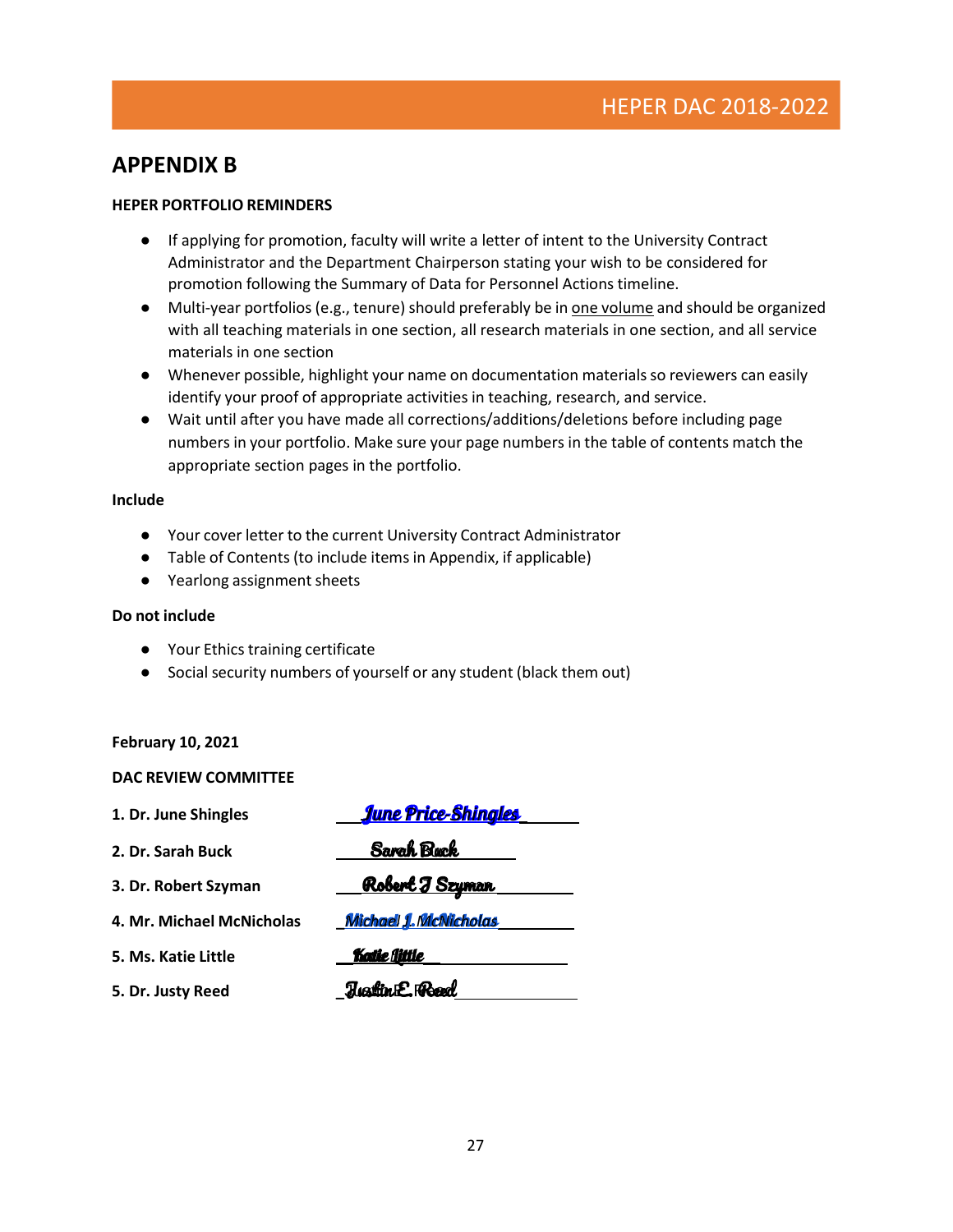# APPENDIX B

**HEPER PORTFOLIO REMINDERS**

- If applying for promotion, faculty will write a letter of intent to the University Contract Administrator and the Department Chairperson stating your wish to be considered for promotion following the Summary of Data for Personnel Actions timeline.
- Multi-year portfolios (e.g., tenure) should preferably be in one volume and should be organized with all teaching materials in one section, all research materials in one section, and all service materials in one section
- Whenever possible, highlight your name on documentation materials so reviewers can easily identify your proof of appropriate activities in teaching, research, and service.
- Wait until after you have made all corrections/additions/deletions before including page numbers in your portfolio. Make sure your page numbers in the table of contents match the appropriate section pages in the portfolio.

**Include**

- Your cover letter to the current University Contract Administrator
- Table of Contents (to include items in Appendix, if applicable)
- Yearlong assignment sheets

**Do not include**

- Your Ethics training certificate
- Social security numbers of yourself or any student (black them out)

**February 10, 2021**

**DAC REVIEW COMMITTEE**

| | |
|---|---|
| **1. Dr. June Shingles** | June Price-Shingles |
| **2. Dr. Sarah Buck** | Sarah Buck |
| **3. Dr. Robert Szyman** | Robert J Szyman |
| **4. Mr. Michael McNicholas** | Michael J. McNicholas |
| **5. Ms. Katie Little** | Katie Little |
| **5. Dr. Justy Reed** | Justin E. Reed |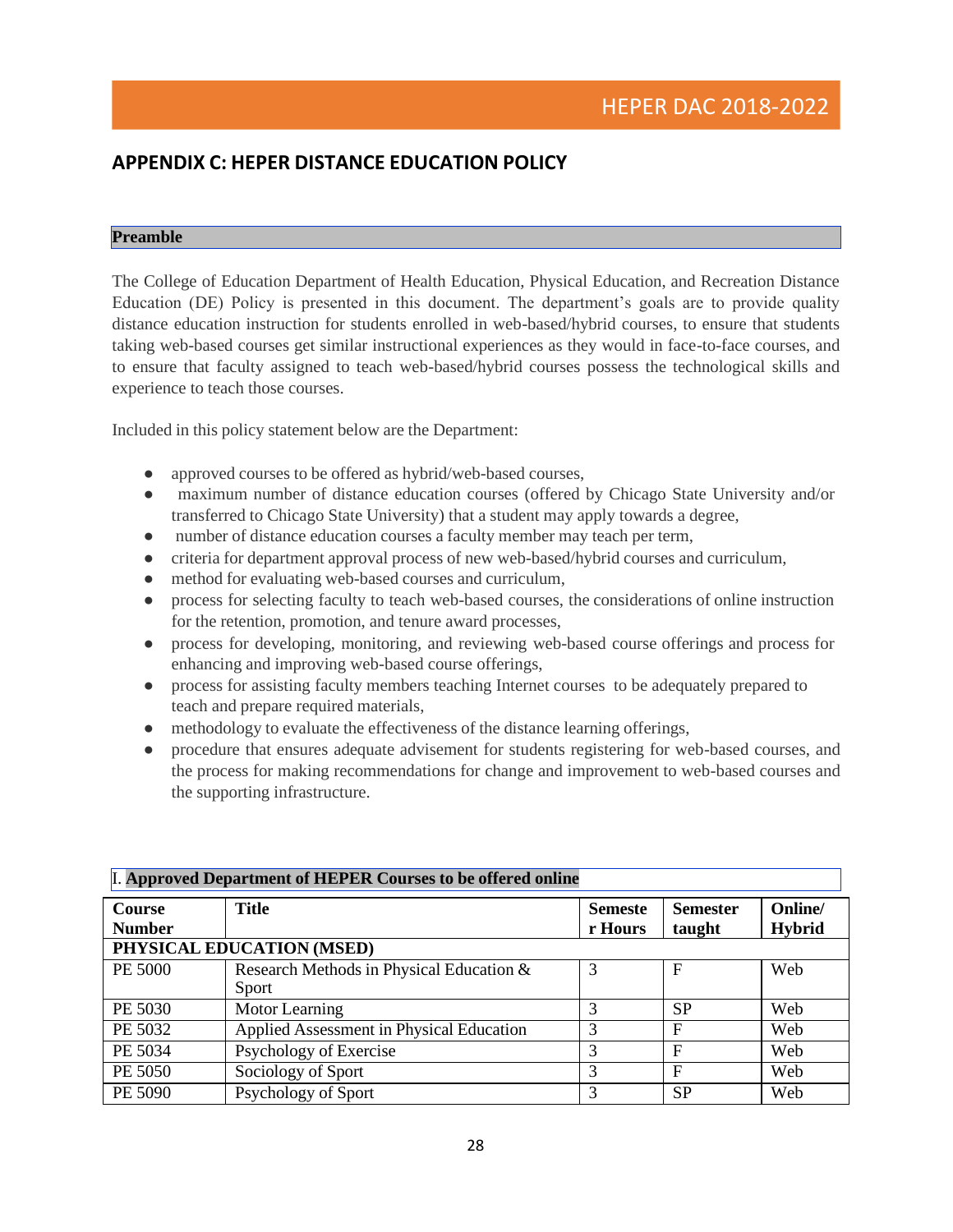## APPENDIX C: HEPER DISTANCE EDUCATION POLICY

**Preamble**

The College of Education Department of Health Education, Physical Education, and Recreation Distance Education (DE) Policy is presented in this document. The department's goals are to provide quality distance education instruction for students enrolled in web-based/hybrid courses, to ensure that students taking web-based courses get similar instructional experiences as they would in face-to-face courses, and to ensure that faculty assigned to teach web-based/hybrid courses possess the technological skills and experience to teach those courses.

Included in this policy statement below are the Department:

- approved courses to be offered as hybrid/web-based courses,
- maximum number of distance education courses (offered by Chicago State University and/or transferred to Chicago State University) that a student may apply towards a degree,
- number of distance education courses a faculty member may teach per term,
- criteria for department approval process of new web-based/hybrid courses and curriculum,
- method for evaluating web-based courses and curriculum,
- process for selecting faculty to teach web-based courses, the considerations of online instruction for the retention, promotion, and tenure award processes,
- process for developing, monitoring, and reviewing web-based course offerings and process for enhancing and improving web-based course offerings,
- process for assisting faculty members teaching Internet courses to be adequately prepared to teach and prepare required materials,
- methodology to evaluate the effectiveness of the distance learning offerings,
- procedure that ensures adequate advisement for students registering for web-based courses, and the process for making recommendations for change and improvement to web-based courses and the supporting infrastructure.

I. **Approved Department of HEPER Courses to be offered online**

| Course Number | Title | Semester Hours | Semester taught | Online/ Hybrid |
|---|---|---|---|---|
| **PHYSICAL EDUCATION (MSED)** | | | | |
| PE 5000 | Research Methods in Physical Education & Sport | 3 | F | Web |
| PE 5030 | Motor Learning | 3 | SP | Web |
| PE 5032 | Applied Assessment in Physical Education | 3 | F | Web |
| PE 5034 | Psychology of Exercise | 3 | F | Web |
| PE 5050 | Sociology of Sport | 3 | F | Web |
| PE 5090 | Psychology of Sport | 3 | SP | Web |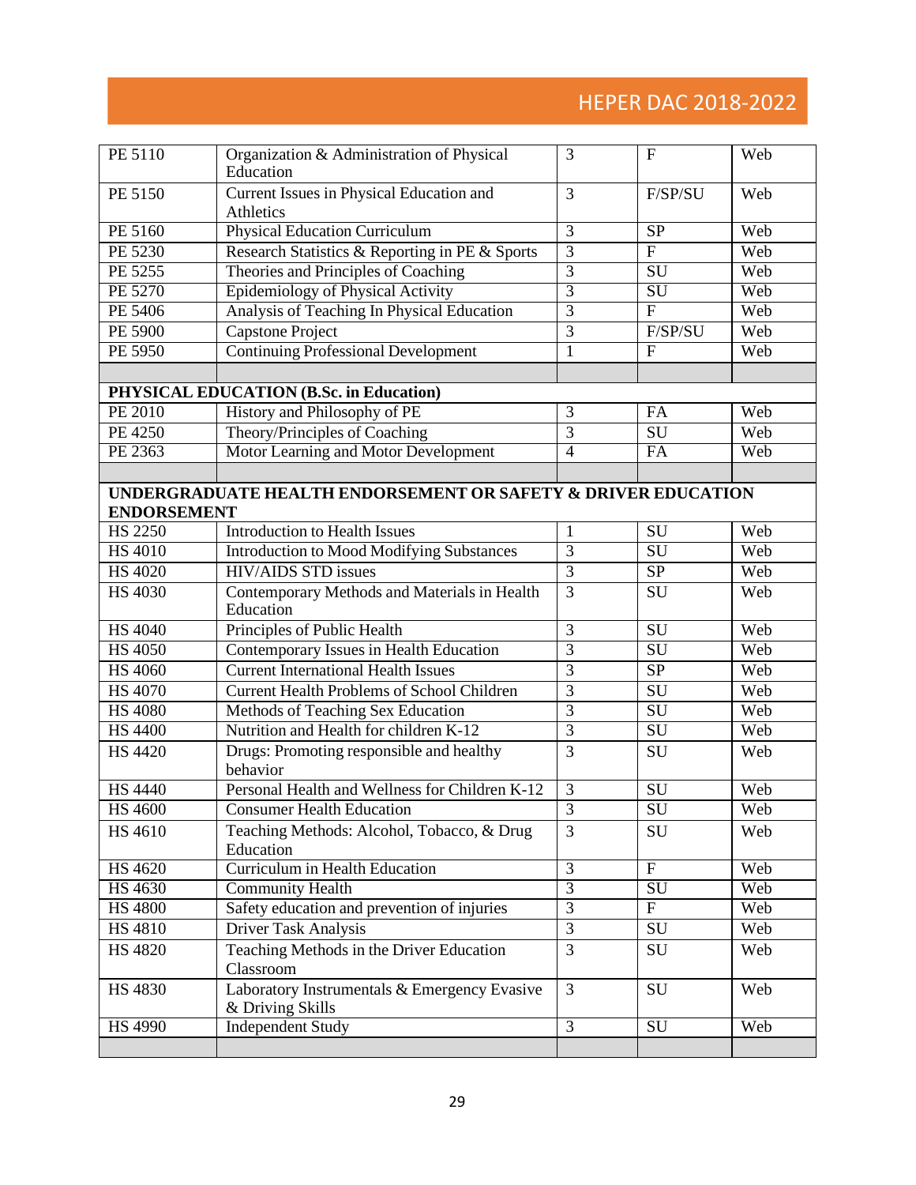| | | | | |
|---|---|---|---|---|
| PE 5110 | Organization & Administration of Physical Education | 3 | F | Web |
| PE 5150 | Current Issues in Physical Education and Athletics | 3 | F/SP/SU | Web |
| PE 5160 | Physical Education Curriculum | 3 | SP | Web |
| PE 5230 | Research Statistics & Reporting in PE & Sports | 3 | F | Web |
| PE 5255 | Theories and Principles of Coaching | 3 | SU | Web |
| PE 5270 | Epidemiology of Physical Activity | 3 | SU | Web |
| PE 5406 | Analysis of Teaching In Physical Education | 3 | F | Web |
| PE 5900 | Capstone Project | 3 | F/SP/SU | Web |
| PE 5950 | Continuing Professional Development | 1 | F | Web |
| | | | | |
| **PHYSICAL EDUCATION (B.Sc. in Education)** | | | | |
| PE 2010 | History and Philosophy of PE | 3 | FA | Web |
| PE 4250 | Theory/Principles of Coaching | 3 | SU | Web |
| PE 2363 | Motor Learning and Motor Development | 4 | FA | Web |
| | | | | |
| **UNDERGRADUATE HEALTH ENDORSEMENT OR SAFETY & DRIVER EDUCATION ENDORSEMENT** | | | | |
| HS 2250 | Introduction to Health Issues | 1 | SU | Web |
| HS 4010 | Introduction to Mood Modifying Substances | 3 | SU | Web |
| HS 4020 | HIV/AIDS STD issues | 3 | SP | Web |
| HS 4030 | Contemporary Methods and Materials in Health Education | 3 | SU | Web |
| HS 4040 | Principles of Public Health | 3 | SU | Web |
| HS 4050 | Contemporary Issues in Health Education | 3 | SU | Web |
| HS 4060 | Current International Health Issues | 3 | SP | Web |
| HS 4070 | Current Health Problems of School Children | 3 | SU | Web |
| HS 4080 | Methods of Teaching Sex Education | 3 | SU | Web |
| HS 4400 | Nutrition and Health for children K-12 | 3 | SU | Web |
| HS 4420 | Drugs: Promoting responsible and healthy behavior | 3 | SU | Web |
| HS 4440 | Personal Health and Wellness for Children K-12 | 3 | SU | Web |
| HS 4600 | Consumer Health Education | 3 | SU | Web |
| HS 4610 | Teaching Methods: Alcohol, Tobacco, & Drug Education | 3 | SU | Web |
| HS 4620 | Curriculum in Health Education | 3 | F | Web |
| HS 4630 | Community Health | 3 | SU | Web |
| HS 4800 | Safety education and prevention of injuries | 3 | F | Web |
| HS 4810 | Driver Task Analysis | 3 | SU | Web |
| HS 4820 | Teaching Methods in the Driver Education Classroom | 3 | SU | Web |
| HS 4830 | Laboratory Instrumentals & Emergency Evasive & Driving Skills | 3 | SU | Web |
| HS 4990 | Independent Study | 3 | SU | Web |
| | | | | |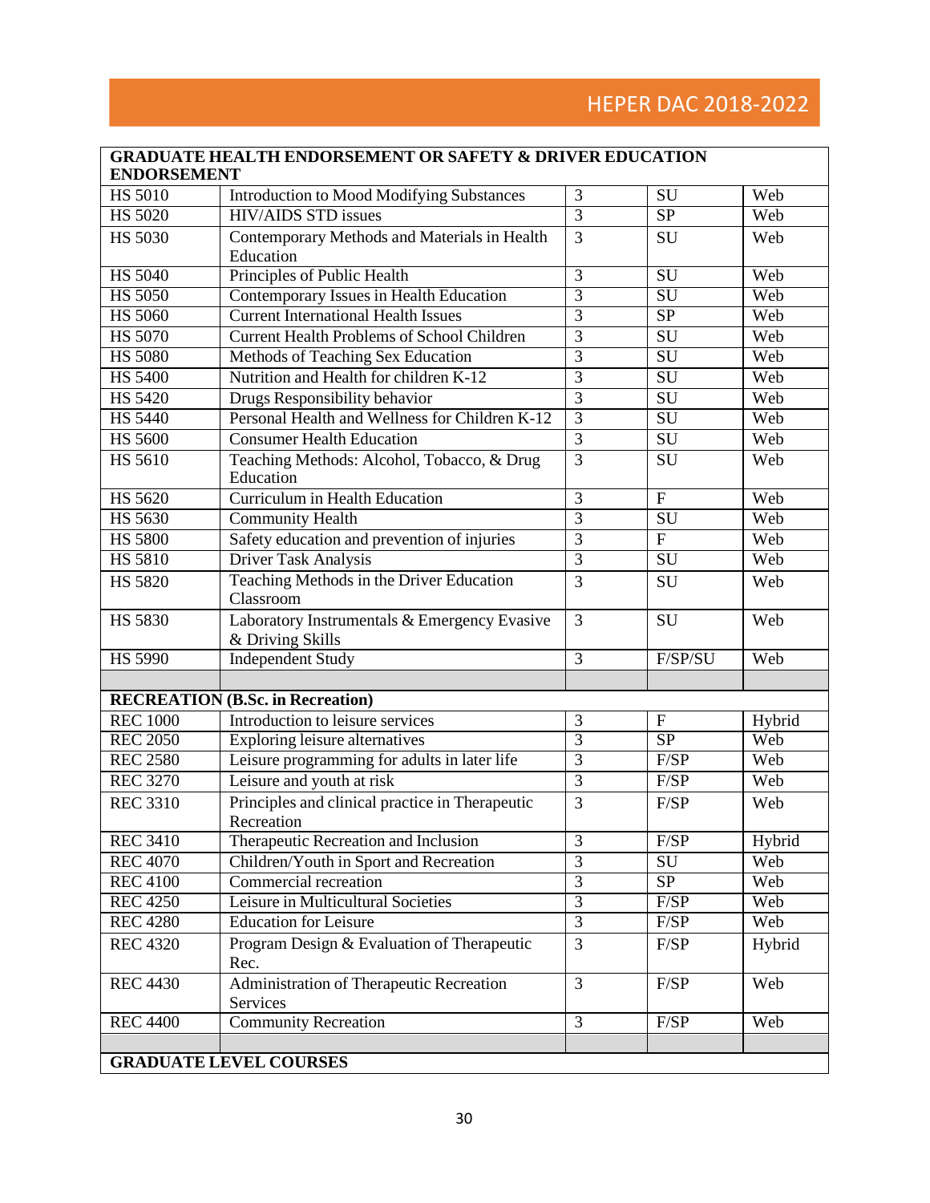| GRADUATE HEALTH ENDORSEMENT OR SAFETY & DRIVER EDUCATION ENDORSEMENT | | | | |
|---|---|---|---|---|
| HS 5010 | Introduction to Mood Modifying Substances | 3 | SU | Web |
| HS 5020 | HIV/AIDS STD issues | 3 | SP | Web |
| HS 5030 | Contemporary Methods and Materials in Health Education | 3 | SU | Web |
| HS 5040 | Principles of Public Health | 3 | SU | Web |
| HS 5050 | Contemporary Issues in Health Education | 3 | SU | Web |
| HS 5060 | Current International Health Issues | 3 | SP | Web |
| HS 5070 | Current Health Problems of School Children | 3 | SU | Web |
| HS 5080 | Methods of Teaching Sex Education | 3 | SU | Web |
| HS 5400 | Nutrition and Health for children K-12 | 3 | SU | Web |
| HS 5420 | Drugs Responsibility behavior | 3 | SU | Web |
| HS 5440 | Personal Health and Wellness for Children K-12 | 3 | SU | Web |
| HS 5600 | Consumer Health Education | 3 | SU | Web |
| HS 5610 | Teaching Methods: Alcohol, Tobacco, & Drug Education | 3 | SU | Web |
| HS 5620 | Curriculum in Health Education | 3 | F | Web |
| HS 5630 | Community Health | 3 | SU | Web |
| HS 5800 | Safety education and prevention of injuries | 3 | F | Web |
| HS 5810 | Driver Task Analysis | 3 | SU | Web |
| HS 5820 | Teaching Methods in the Driver Education Classroom | 3 | SU | Web |
| HS 5830 | Laboratory Instrumentals & Emergency Evasive & Driving Skills | 3 | SU | Web |
| HS 5990 | Independent Study | 3 | F/SP/SU | Web |
| | | | | |
| **RECREATION (B.Sc. in Recreation)** | | | | |
| REC 1000 | Introduction to leisure services | 3 | F | Hybrid |
| REC 2050 | Exploring leisure alternatives | 3 | SP | Web |
| REC 2580 | Leisure programming for adults in later life | 3 | F/SP | Web |
| REC 3270 | Leisure and youth at risk | 3 | F/SP | Web |
| REC 3310 | Principles and clinical practice in Therapeutic Recreation | 3 | F/SP | Web |
| REC 3410 | Therapeutic Recreation and Inclusion | 3 | F/SP | Hybrid |
| REC 4070 | Children/Youth in Sport and Recreation | 3 | SU | Web |
| REC 4100 | Commercial recreation | 3 | SP | Web |
| REC 4250 | Leisure in Multicultural Societies | 3 | F/SP | Web |
| REC 4280 | Education for Leisure | 3 | F/SP | Web |
| REC 4320 | Program Design & Evaluation of Therapeutic Rec. | 3 | F/SP | Hybrid |
| REC 4430 | Administration of Therapeutic Recreation Services | 3 | F/SP | Web |
| REC 4400 | Community Recreation | 3 | F/SP | Web |
| | | | | |
| **GRADUATE LEVEL COURSES** | | | | |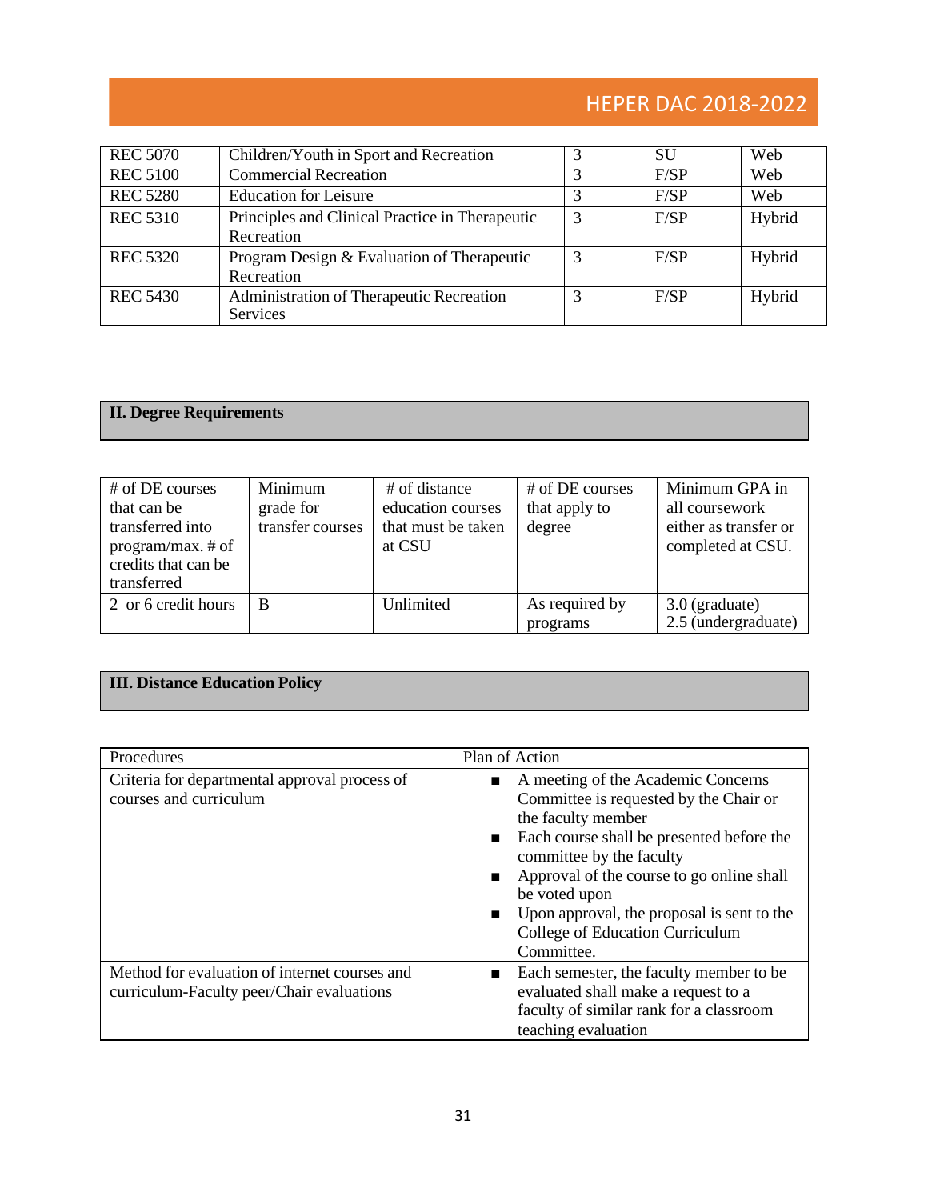| REC 5070 | Children/Youth in Sport and Recreation | 3 | SU | Web |
|---|---|---|---|---|
| REC 5100 | Commercial Recreation | 3 | F/SP | Web |
| REC 5280 | Education for Leisure | 3 | F/SP | Web |
| REC 5310 | Principles and Clinical Practice in Therapeutic Recreation | 3 | F/SP | Hybrid |
| REC 5320 | Program Design & Evaluation of Therapeutic Recreation | 3 | F/SP | Hybrid |
| REC 5430 | Administration of Therapeutic Recreation Services | 3 | F/SP | Hybrid |

## II. Degree Requirements

| # of DE courses that can be transferred into program/max. # of credits that can be transferred | Minimum grade for transfer courses | # of distance education courses that must be taken at CSU | # of DE courses that apply to degree | Minimum GPA in all coursework either as transfer or completed at CSU. |
|---|---|---|---|---|
| 2 or 6 credit hours | B | Unlimited | As required by programs | 3.0 (graduate)<br>2.5 (undergraduate) |

## III. Distance Education Policy

| Procedures | Plan of Action |
|---|---|
| Criteria for departmental approval process of courses and curriculum | ▪ A meeting of the Academic Concerns Committee is requested by the Chair or the faculty member<br>▪ Each course shall be presented before the committee by the faculty<br>▪ Approval of the course to go online shall be voted upon<br>▪ Upon approval, the proposal is sent to the College of Education Curriculum Committee. |
| Method for evaluation of internet courses and curriculum-Faculty peer/Chair evaluations | ▪ Each semester, the faculty member to be evaluated shall make a request to a faculty of similar rank for a classroom teaching evaluation |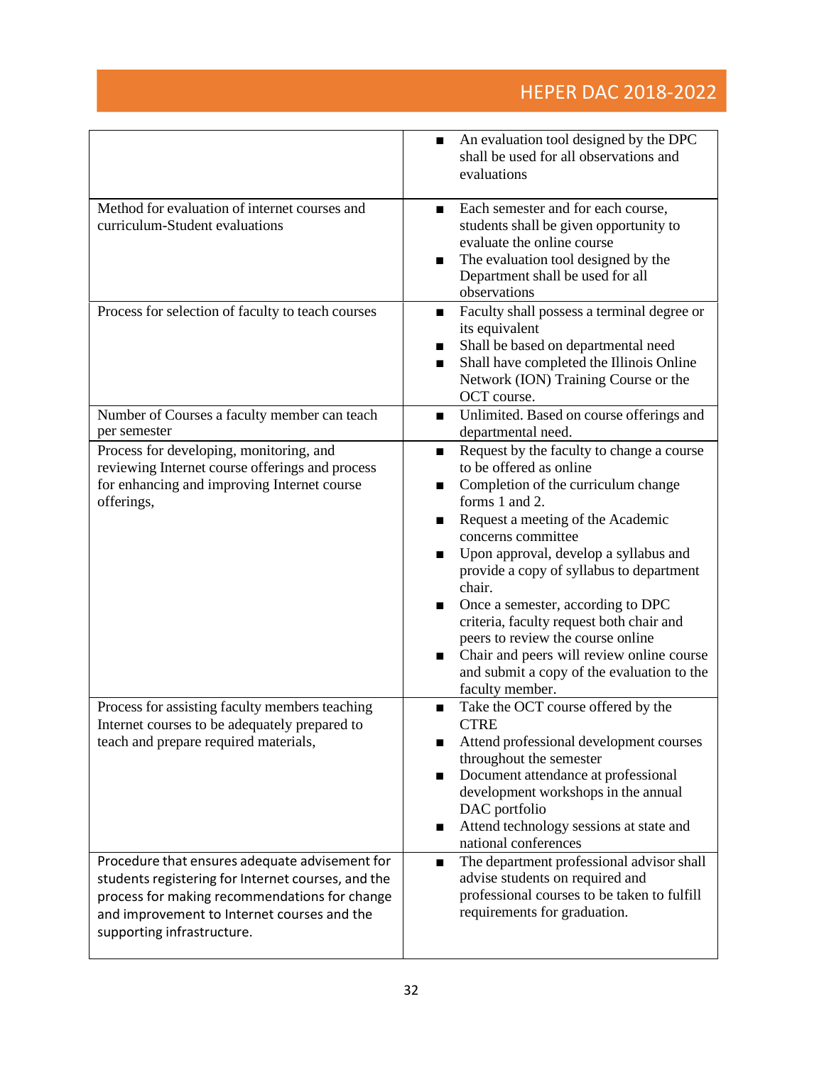| | |
|---|---|
| | ■ An evaluation tool designed by the DPC shall be used for all observations and evaluations |
| Method for evaluation of internet courses and curriculum-Student evaluations | ■ Each semester and for each course, students shall be given opportunity to evaluate the online course<br>■ The evaluation tool designed by the Department shall be used for all observations |
| Process for selection of faculty to teach courses | ■ Faculty shall possess a terminal degree or its equivalent<br>■ Shall be based on departmental need<br>■ Shall have completed the Illinois Online Network (ION) Training Course or the OCT course. |
| Number of Courses a faculty member can teach per semester | ■ Unlimited. Based on course offerings and departmental need. |
| Process for developing, monitoring, and reviewing Internet course offerings and process for enhancing and improving Internet course offerings, | ■ Request by the faculty to change a course to be offered as online<br>■ Completion of the curriculum change forms 1 and 2.<br>■ Request a meeting of the Academic concerns committee<br>■ Upon approval, develop a syllabus and provide a copy of syllabus to department chair.<br>■ Once a semester, according to DPC criteria, faculty request both chair and peers to review the course online<br>■ Chair and peers will review online course and submit a copy of the evaluation to the faculty member. |
| Process for assisting faculty members teaching Internet courses to be adequately prepared to teach and prepare required materials, | ■ Take the OCT course offered by the CTRE<br>■ Attend professional development courses throughout the semester<br>■ Document attendance at professional development workshops in the annual DAC portfolio<br>■ Attend technology sessions at state and national conferences |
| Procedure that ensures adequate advisement for students registering for Internet courses, and the process for making recommendations for change and improvement to Internet courses and the supporting infrastructure. | ■ The department professional advisor shall advise students on required and professional courses to be taken to fulfill requirements for graduation. |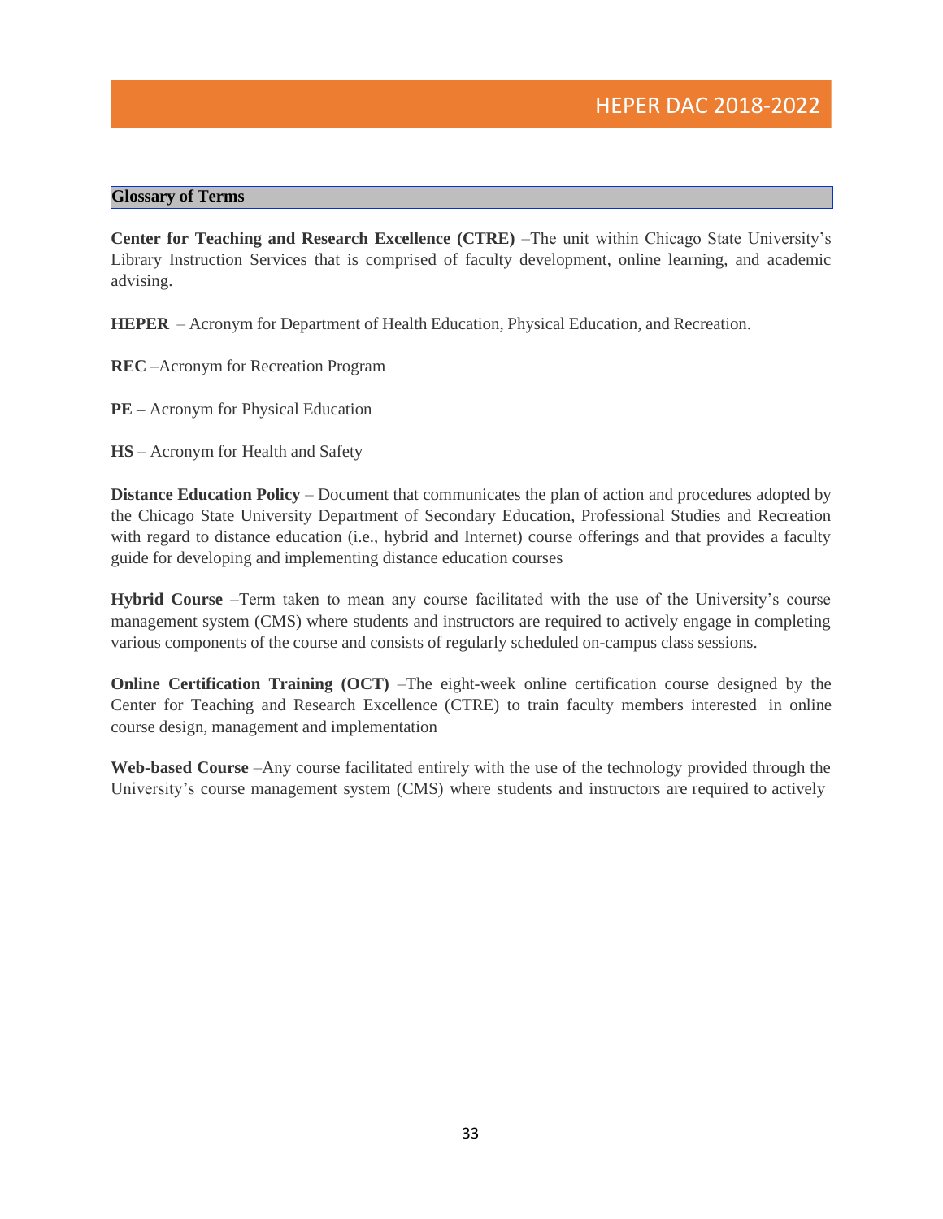## Glossary of Terms

**Center for Teaching and Research Excellence (CTRE)** –The unit within Chicago State University's Library Instruction Services that is comprised of faculty development, online learning, and academic advising.

**HEPER** – Acronym for Department of Health Education, Physical Education, and Recreation.

**REC** –Acronym for Recreation Program

**PE –** Acronym for Physical Education

**HS** – Acronym for Health and Safety

**Distance Education Policy** – Document that communicates the plan of action and procedures adopted by the Chicago State University Department of Secondary Education, Professional Studies and Recreation with regard to distance education (i.e., hybrid and Internet) course offerings and that provides a faculty guide for developing and implementing distance education courses

**Hybrid Course** –Term taken to mean any course facilitated with the use of the University's course management system (CMS) where students and instructors are required to actively engage in completing various components of the course and consists of regularly scheduled on-campus class sessions.

**Online Certification Training (OCT)** –The eight-week online certification course designed by the Center for Teaching and Research Excellence (CTRE) to train faculty members interested in online course design, management and implementation

**Web-based Course** –Any course facilitated entirely with the use of the technology provided through the University's course management system (CMS) where students and instructors are required to actively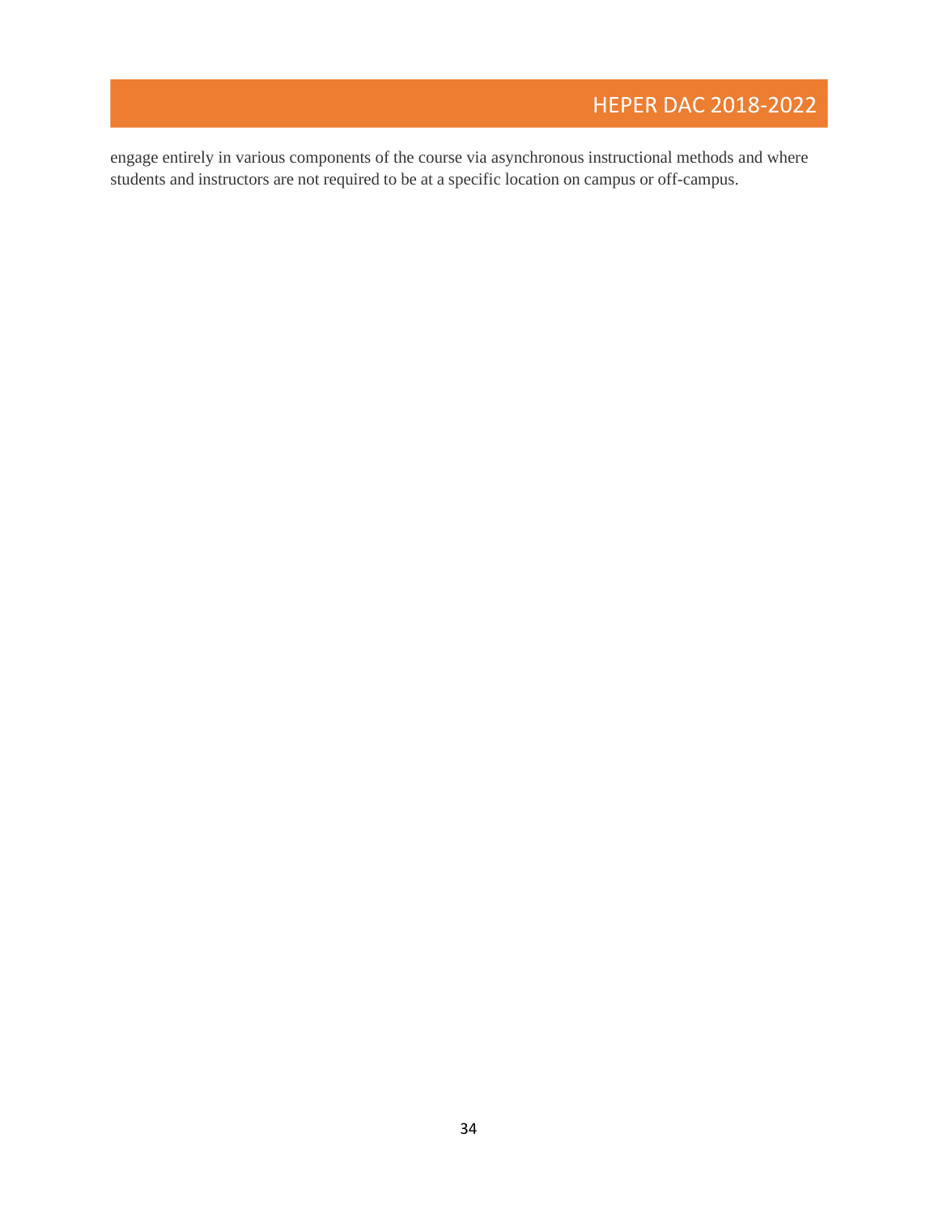engage entirely in various components of the course via asynchronous instructional methods and where students and instructors are not required to be at a specific location on campus or off-campus.